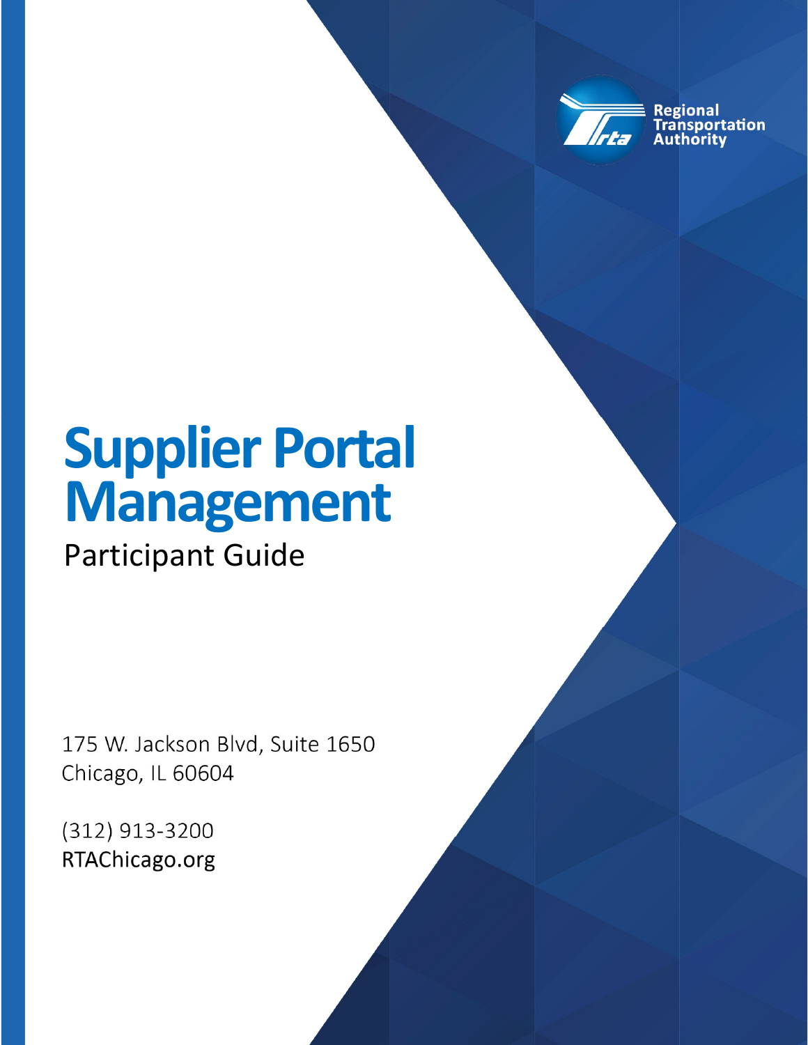Regional Transportation Authority

# Supplier Portal Management

## Participant Guide

175 W. Jackson Blvd, Suite 1650
Chicago, IL 60604

(312) 913-3200
RTAChicago.org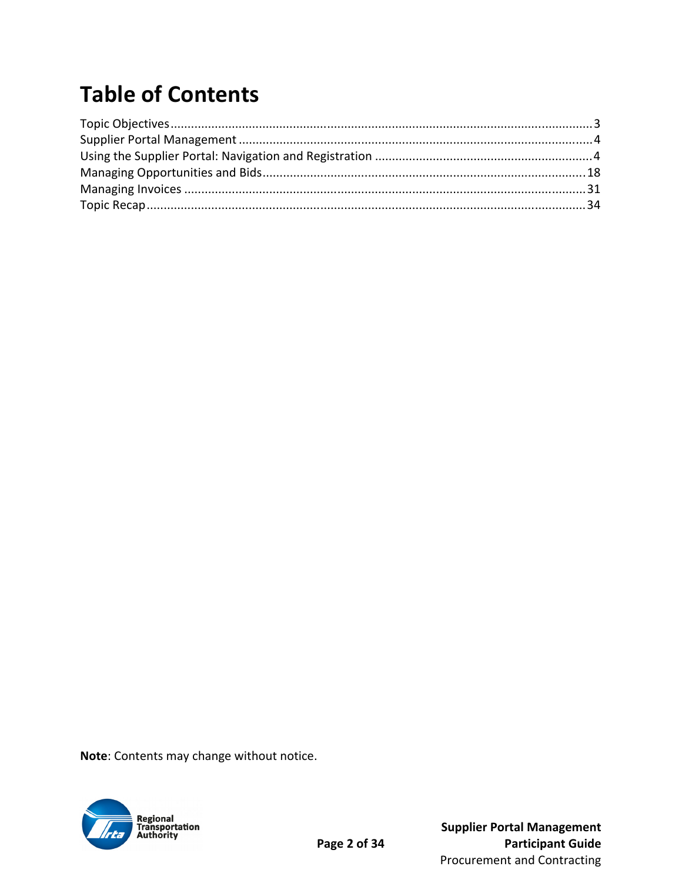# Table of Contents

Topic Objectives....................................................................................................................3
Supplier Portal Management ...................................................................................................4
Using the Supplier Portal: Navigation and Registration ...........................................................4
Managing Opportunities and Bids..........................................................................................18
Managing Invoices ..................................................................................................................31
Topic Recap............................................................................................................................34

**Note**: Contents may change without notice.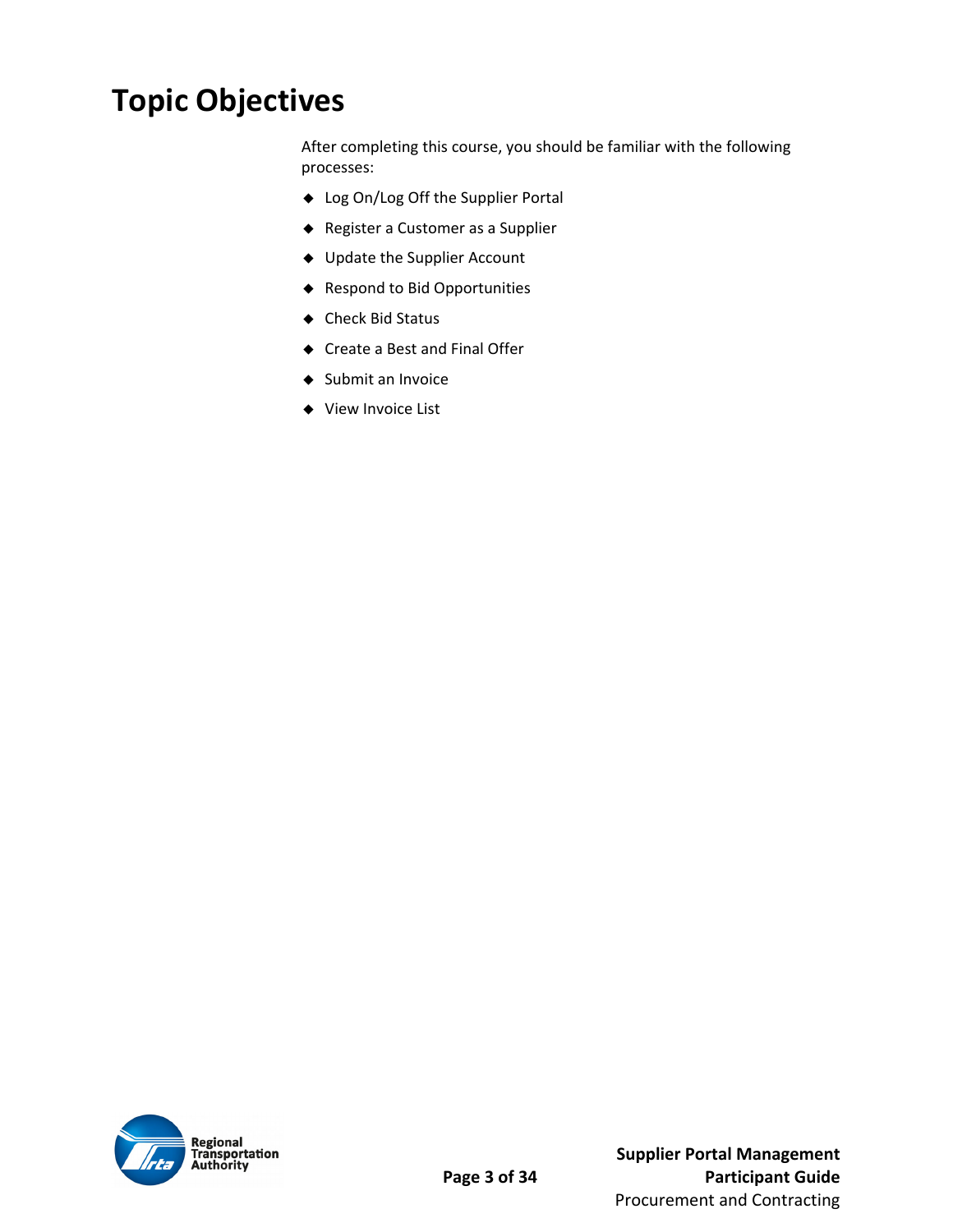# Topic Objectives

After completing this course, you should be familiar with the following processes:

- Log On/Log Off the Supplier Portal
- Register a Customer as a Supplier
- Update the Supplier Account
- Respond to Bid Opportunities
- Check Bid Status
- Create a Best and Final Offer
- Submit an Invoice
- View Invoice List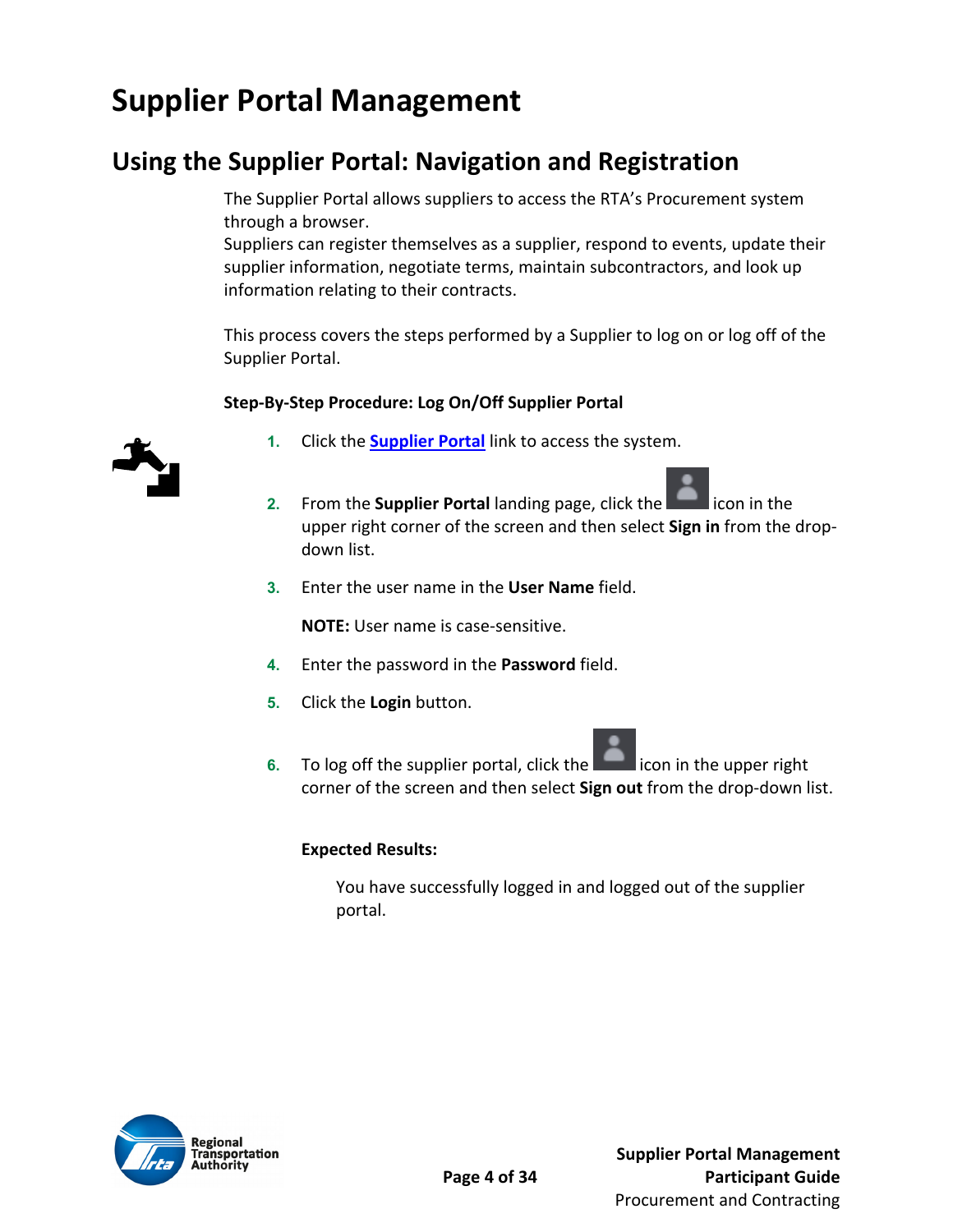# Supplier Portal Management

## Using the Supplier Portal: Navigation and Registration

The Supplier Portal allows suppliers to access the RTA's Procurement system through a browser.
Suppliers can register themselves as a supplier, respond to events, update their supplier information, negotiate terms, maintain subcontractors, and look up information relating to their contracts.

This process covers the steps performed by a Supplier to log on or log off of the Supplier Portal.

**Step-By-Step Procedure: Log On/Off Supplier Portal**

1. Click the **Supplier Portal** link to access the system.
2. From the **Supplier Portal** landing page, click the icon in the upper right corner of the screen and then select **Sign in** from the drop-down list.
3. Enter the user name in the **User Name** field.

   **NOTE:** User name is case-sensitive.

4. Enter the password in the **Password** field.
5. Click the **Login** button.
6. To log off the supplier portal, click the icon in the upper right corner of the screen and then select **Sign out** from the drop-down list.

**Expected Results:**

You have successfully logged in and logged out of the supplier portal.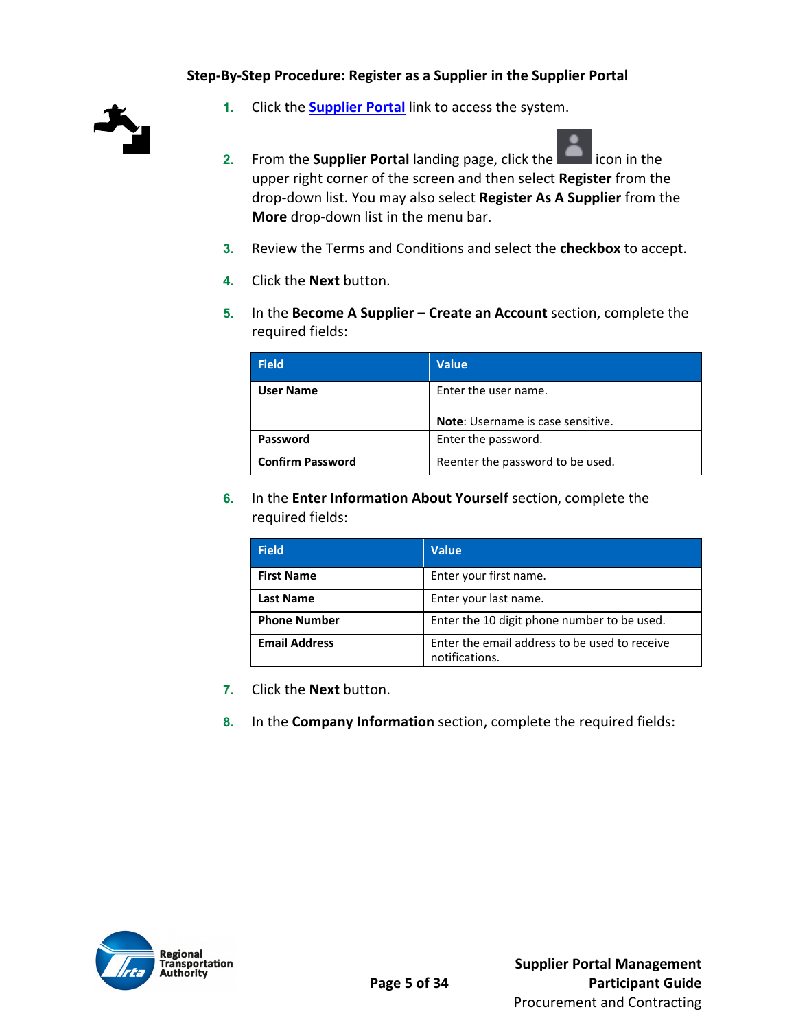**Step-By-Step Procedure: Register as a Supplier in the Supplier Portal**

1. Click the [Supplier Portal]() link to access the system.

2. From the **Supplier Portal** landing page, click the icon in the upper right corner of the screen and then select **Register** from the drop-down list. You may also select **Register As A Supplier** from the **More** drop-down list in the menu bar.

3. Review the Terms and Conditions and select the **checkbox** to accept.

4. Click the **Next** button.

5. In the **Become A Supplier – Create an Account** section, complete the required fields:

| Field | Value |
|---|---|
| **User Name** | Enter the user name.<br><br>**Note**: Username is case sensitive. |
| **Password** | Enter the password. |
| **Confirm Password** | Reenter the password to be used. |

6. In the **Enter Information About Yourself** section, complete the required fields:

| Field | Value |
|---|---|
| **First Name** | Enter your first name. |
| **Last Name** | Enter your last name. |
| **Phone Number** | Enter the 10 digit phone number to be used. |
| **Email Address** | Enter the email address to be used to receive notifications. |

7. Click the **Next** button.

8. In the **Company Information** section, complete the required fields: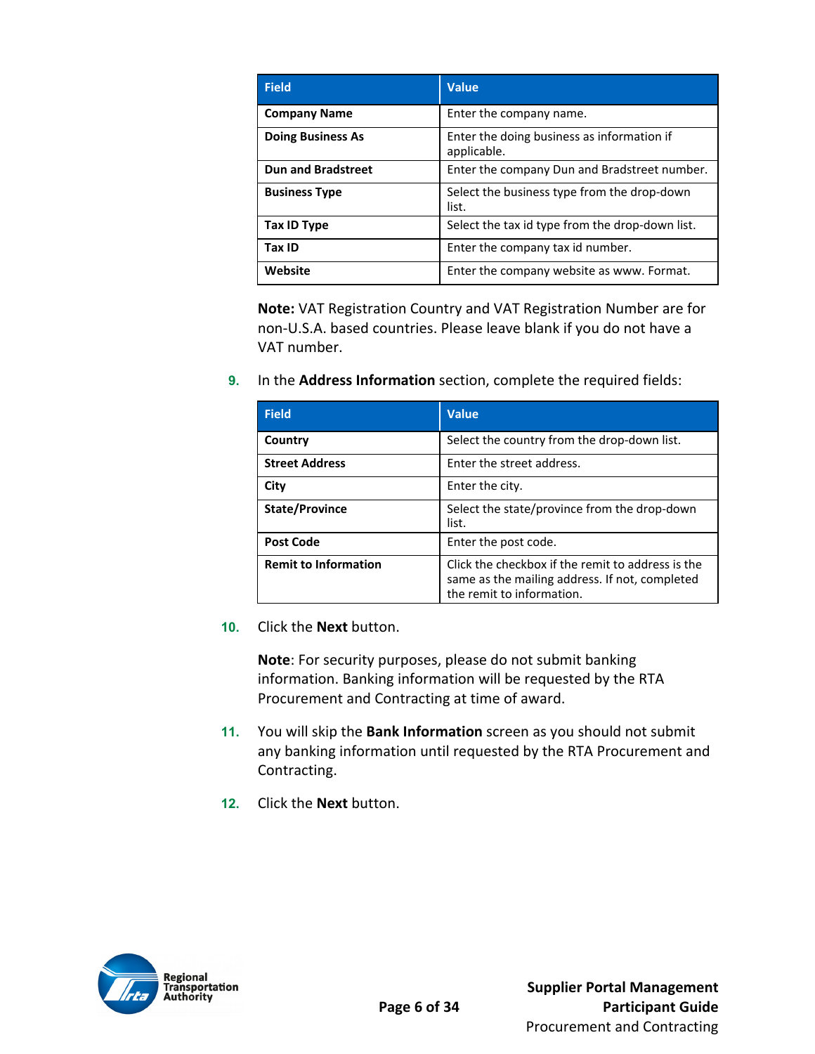| Field | Value |
| --- | --- |
| **Company Name** | Enter the company name. |
| **Doing Business As** | Enter the doing business as information if applicable. |
| **Dun and Bradstreet** | Enter the company Dun and Bradstreet number. |
| **Business Type** | Select the business type from the drop-down list. |
| **Tax ID Type** | Select the tax id type from the drop-down list. |
| **Tax ID** | Enter the company tax id number. |
| **Website** | Enter the company website as www. Format. |

**Note:** VAT Registration Country and VAT Registration Number are for non-U.S.A. based countries. Please leave blank if you do not have a VAT number.

9. In the **Address Information** section, complete the required fields:

| Field | Value |
| --- | --- |
| **Country** | Select the country from the drop-down list. |
| **Street Address** | Enter the street address. |
| **City** | Enter the city. |
| **State/Province** | Select the state/province from the drop-down list. |
| **Post Code** | Enter the post code. |
| **Remit to Information** | Click the checkbox if the remit to address is the same as the mailing address. If not, completed the remit to information. |

10. Click the **Next** button.

    **Note**: For security purposes, please do not submit banking information. Banking information will be requested by the RTA Procurement and Contracting at time of award.

11. You will skip the **Bank Information** screen as you should not submit any banking information until requested by the RTA Procurement and Contracting.

12. Click the **Next** button.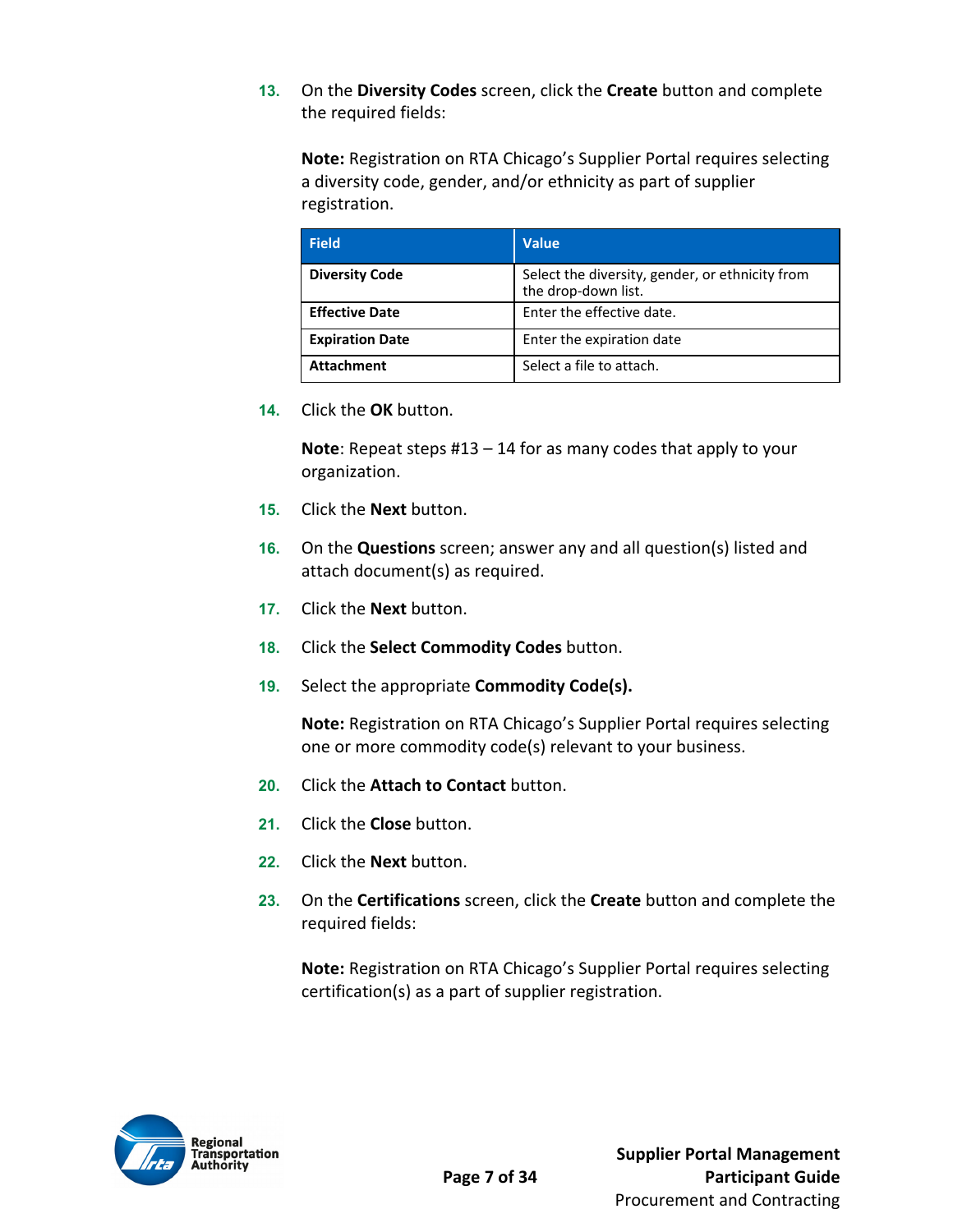13. On the **Diversity Codes** screen, click the **Create** button and complete the required fields:

    **Note:** Registration on RTA Chicago's Supplier Portal requires selecting a diversity code, gender, and/or ethnicity as part of supplier registration.

| Field | Value |
|---|---|
| **Diversity Code** | Select the diversity, gender, or ethnicity from the drop-down list. |
| **Effective Date** | Enter the effective date. |
| **Expiration Date** | Enter the expiration date |
| **Attachment** | Select a file to attach. |

14. Click the **OK** button.

    **Note**: Repeat steps #13 – 14 for as many codes that apply to your organization.

15. Click the **Next** button.

16. On the **Questions** screen; answer any and all question(s) listed and attach document(s) as required.

17. Click the **Next** button.

18. Click the **Select Commodity Codes** button.

19. Select the appropriate **Commodity Code(s).**

    **Note:** Registration on RTA Chicago's Supplier Portal requires selecting one or more commodity code(s) relevant to your business.

20. Click the **Attach to Contact** button.

21. Click the **Close** button.

22. Click the **Next** button.

23. On the **Certifications** screen, click the **Create** button and complete the required fields:

    **Note:** Registration on RTA Chicago's Supplier Portal requires selecting certification(s) as a part of supplier registration.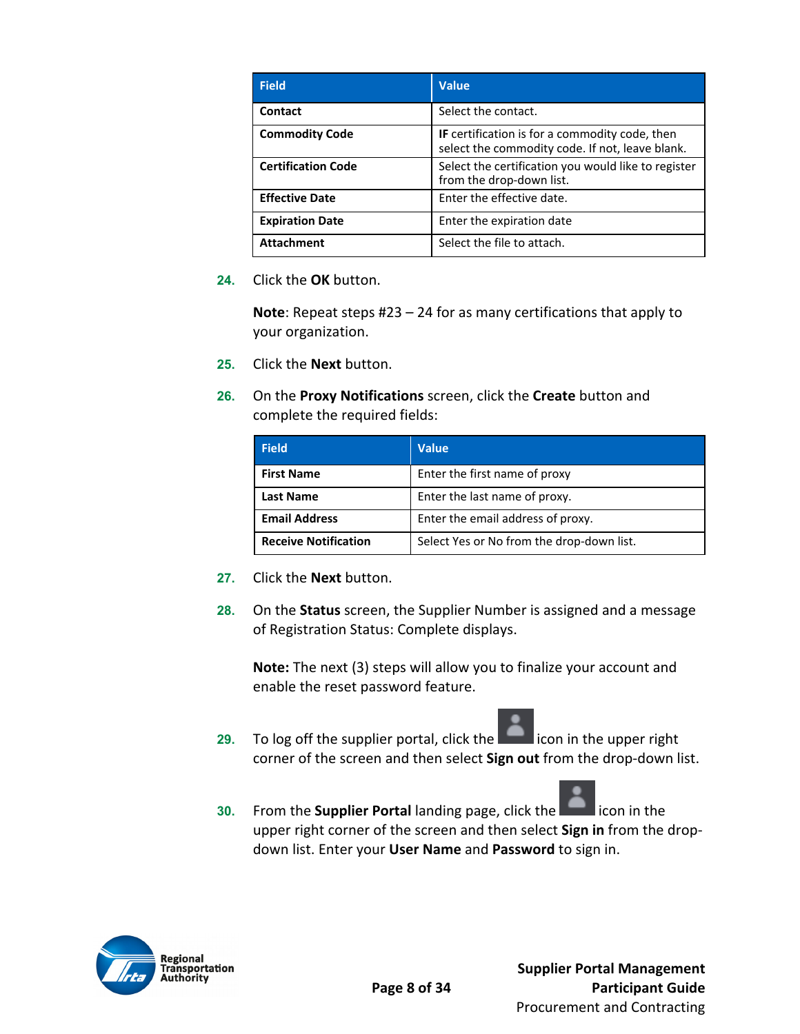| Field | Value |
| --- | --- |
| **Contact** | Select the contact. |
| **Commodity Code** | **IF** certification is for a commodity code, then select the commodity code. If not, leave blank. |
| **Certification Code** | Select the certification you would like to register from the drop-down list. |
| **Effective Date** | Enter the effective date. |
| **Expiration Date** | Enter the expiration date |
| **Attachment** | Select the file to attach. |

24. Click the **OK** button.

    **Note**: Repeat steps #23 – 24 for as many certifications that apply to your organization.

25. Click the **Next** button.

26. On the **Proxy Notifications** screen, click the **Create** button and complete the required fields:

| Field | Value |
| --- | --- |
| **First Name** | Enter the first name of proxy |
| **Last Name** | Enter the last name of proxy. |
| **Email Address** | Enter the email address of proxy. |
| **Receive Notification** | Select Yes or No from the drop-down list. |

27. Click the **Next** button.

28. On the **Status** screen, the Supplier Number is assigned and a message of Registration Status: Complete displays.

    **Note:** The next (3) steps will allow you to finalize your account and enable the reset password feature.

29. To log off the supplier portal, click the icon in the upper right corner of the screen and then select **Sign out** from the drop-down list.

30. From the **Supplier Portal** landing page, click the icon in the upper right corner of the screen and then select **Sign in** from the drop-down list. Enter your **User Name** and **Password** to sign in.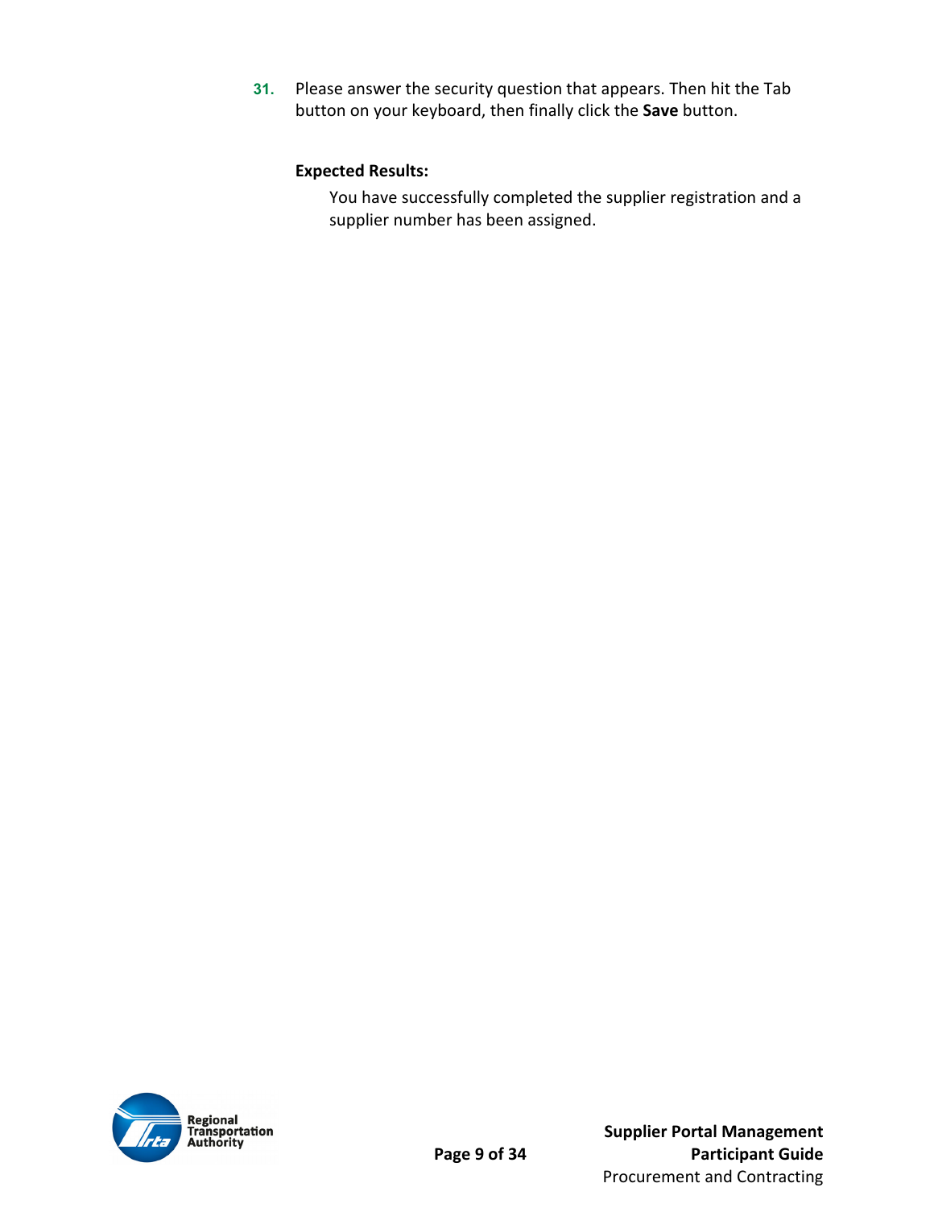31. Please answer the security question that appears. Then hit the Tab button on your keyboard, then finally click the **Save** button.

   **Expected Results:**

   You have successfully completed the supplier registration and a supplier number has been assigned.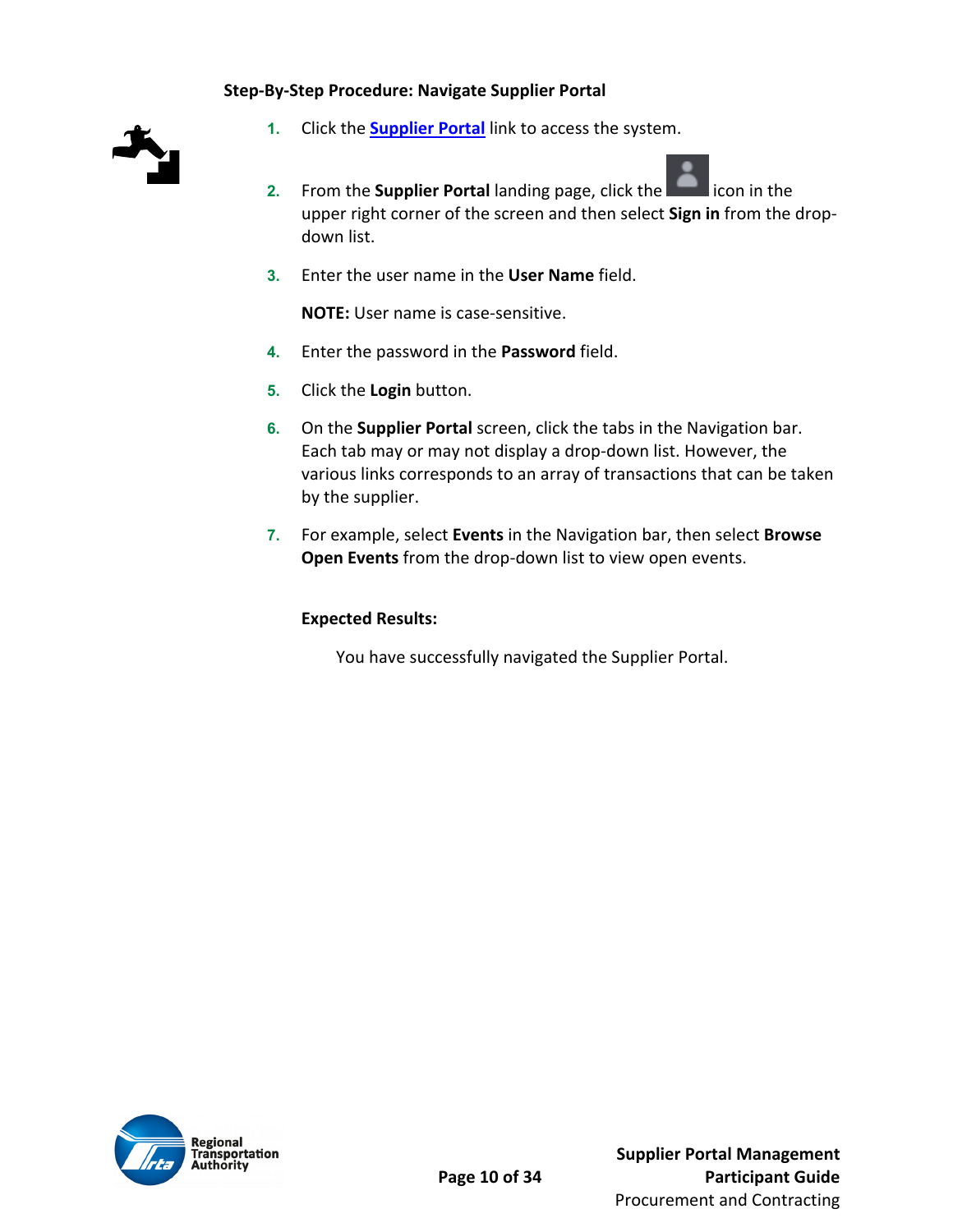### Step-By-Step Procedure: Navigate Supplier Portal

1. Click the **Supplier Portal** link to access the system.
2. From the **Supplier Portal** landing page, click the icon in the upper right corner of the screen and then select **Sign in** from the drop-down list.
3. Enter the user name in the **User Name** field.

   **NOTE:** User name is case-sensitive.
4. Enter the password in the **Password** field.
5. Click the **Login** button.
6. On the **Supplier Portal** screen, click the tabs in the Navigation bar. Each tab may or may not display a drop-down list. However, the various links corresponds to an array of transactions that can be taken by the supplier.
7. For example, select **Events** in the Navigation bar, then select **Browse Open Events** from the drop-down list to view open events.

**Expected Results:**

You have successfully navigated the Supplier Portal.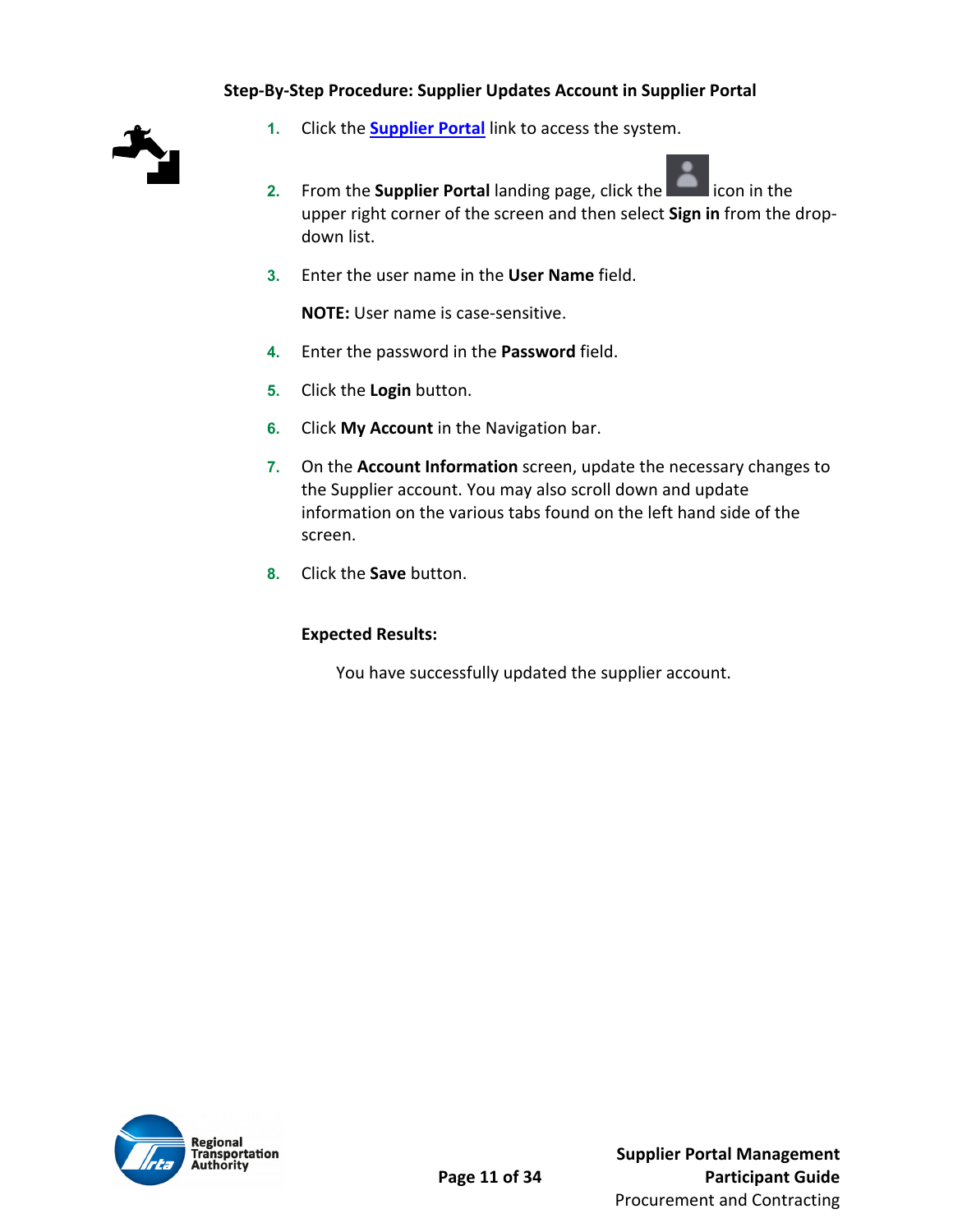**Step-By-Step Procedure: Supplier Updates Account in Supplier Portal**

1. Click the **Supplier Portal** link to access the system.
2. From the **Supplier Portal** landing page, click the icon in the upper right corner of the screen and then select **Sign in** from the drop-down list.
3. Enter the user name in the **User Name** field.

   **NOTE:** User name is case-sensitive.
4. Enter the password in the **Password** field.
5. Click the **Login** button.
6. Click **My Account** in the Navigation bar.
7. On the **Account Information** screen, update the necessary changes to the Supplier account. You may also scroll down and update information on the various tabs found on the left hand side of the screen.
8. Click the **Save** button.

**Expected Results:**

You have successfully updated the supplier account.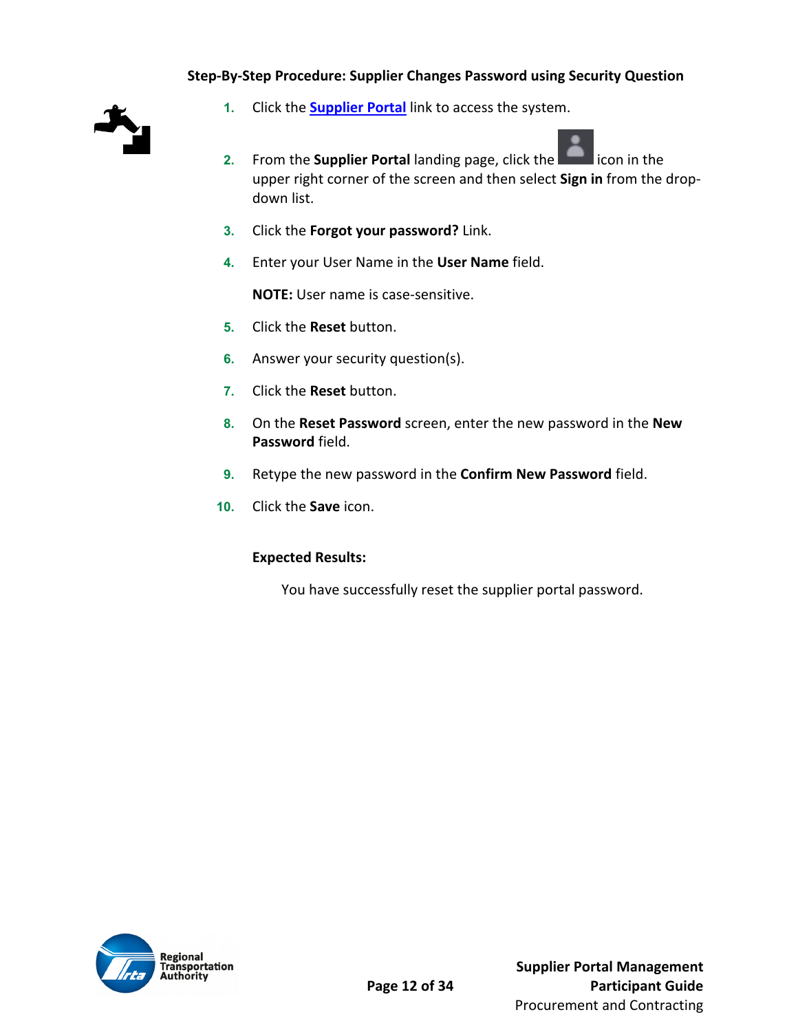### Step-By-Step Procedure: Supplier Changes Password using Security Question

1. Click the **Supplier Portal** link to access the system.
2. From the **Supplier Portal** landing page, click the icon in the upper right corner of the screen and then select **Sign in** from the drop-down list.
3. Click the **Forgot your password?** Link.
4. Enter your User Name in the **User Name** field.

   **NOTE:** User name is case-sensitive.
5. Click the **Reset** button.
6. Answer your security question(s).
7. Click the **Reset** button.
8. On the **Reset Password** screen, enter the new password in the **New Password** field.
9. Retype the new password in the **Confirm New Password** field.
10. Click the **Save** icon.

**Expected Results:**

You have successfully reset the supplier portal password.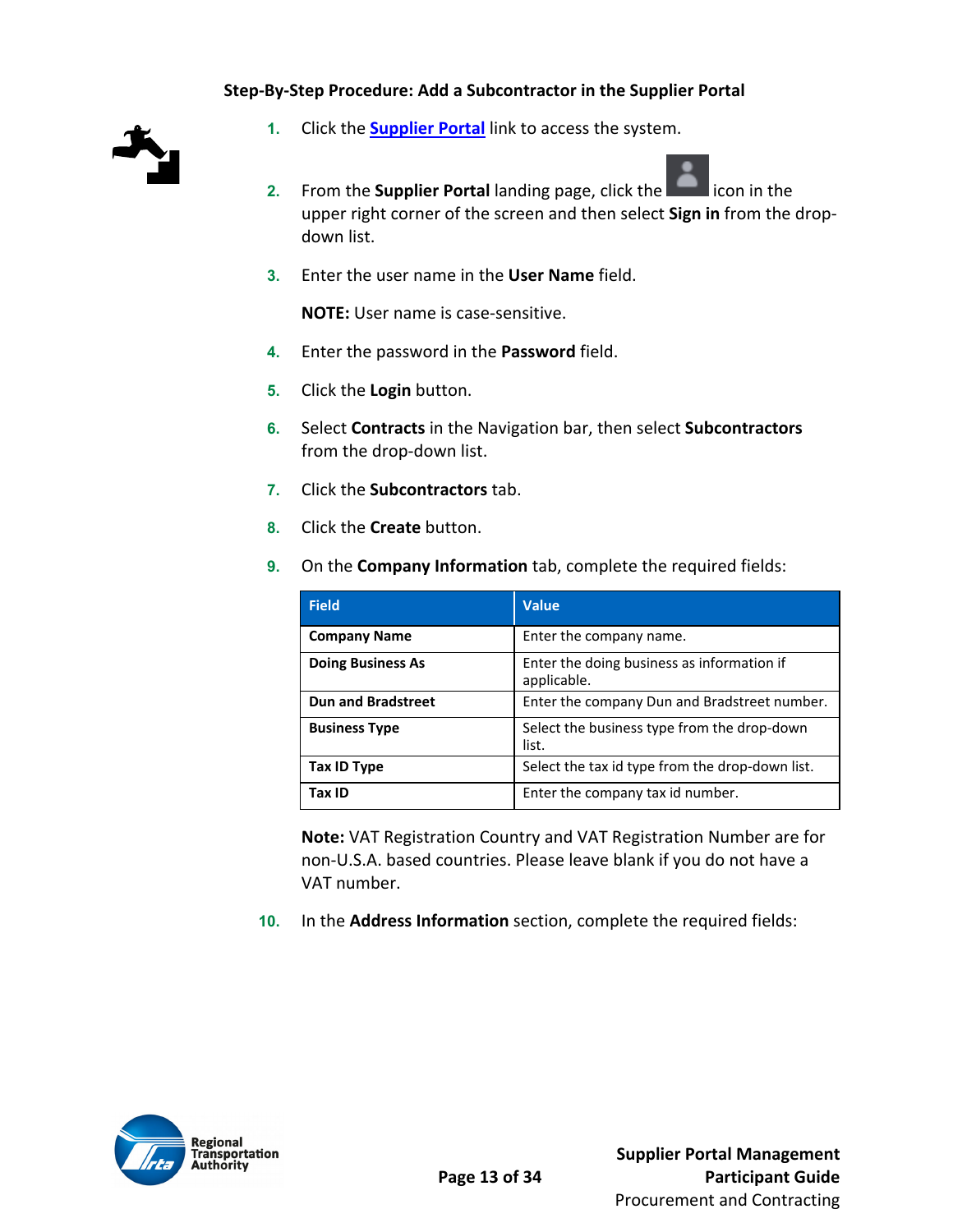**Step-By-Step Procedure: Add a Subcontractor in the Supplier Portal**

1. Click the **Supplier Portal** link to access the system.
2. From the **Supplier Portal** landing page, click the icon in the upper right corner of the screen and then select **Sign in** from the drop-down list.
3. Enter the user name in the **User Name** field.

   **NOTE:** User name is case-sensitive.
4. Enter the password in the **Password** field.
5. Click the **Login** button.
6. Select **Contracts** in the Navigation bar, then select **Subcontractors** from the drop-down list.
7. Click the **Subcontractors** tab.
8. Click the **Create** button.
9. On the **Company Information** tab, complete the required fields:

| Field | Value |
|---|---|
| **Company Name** | Enter the company name. |
| **Doing Business As** | Enter the doing business as information if applicable. |
| **Dun and Bradstreet** | Enter the company Dun and Bradstreet number. |
| **Business Type** | Select the business type from the drop-down list. |
| **Tax ID Type** | Select the tax id type from the drop-down list. |
| **Tax ID** | Enter the company tax id number. |

   **Note:** VAT Registration Country and VAT Registration Number are for non-U.S.A. based countries. Please leave blank if you do not have a VAT number.

10. In the **Address Information** section, complete the required fields: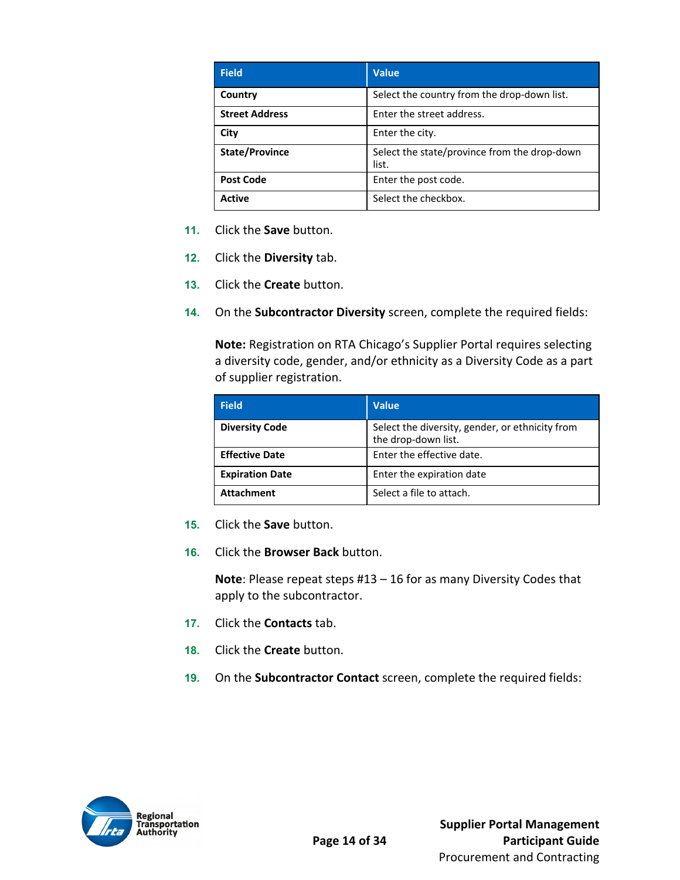| Field | Value |
| --- | --- |
| **Country** | Select the country from the drop-down list. |
| **Street Address** | Enter the street address. |
| **City** | Enter the city. |
| **State/Province** | Select the state/province from the drop-down list. |
| **Post Code** | Enter the post code. |
| **Active** | Select the checkbox. |

11. Click the **Save** button.

12. Click the **Diversity** tab.

13. Click the **Create** button.

14. On the **Subcontractor Diversity** screen, complete the required fields:

    **Note:** Registration on RTA Chicago's Supplier Portal requires selecting a diversity code, gender, and/or ethnicity as a Diversity Code as a part of supplier registration.

| Field | Value |
| --- | --- |
| **Diversity Code** | Select the diversity, gender, or ethnicity from the drop-down list. |
| **Effective Date** | Enter the effective date. |
| **Expiration Date** | Enter the expiration date |
| **Attachment** | Select a file to attach. |

15. Click the **Save** button.

16. Click the **Browser Back** button.

    **Note**: Please repeat steps #13 – 16 for as many Diversity Codes that apply to the subcontractor.

17. Click the **Contacts** tab.

18. Click the **Create** button.

19. On the **Subcontractor Contact** screen, complete the required fields: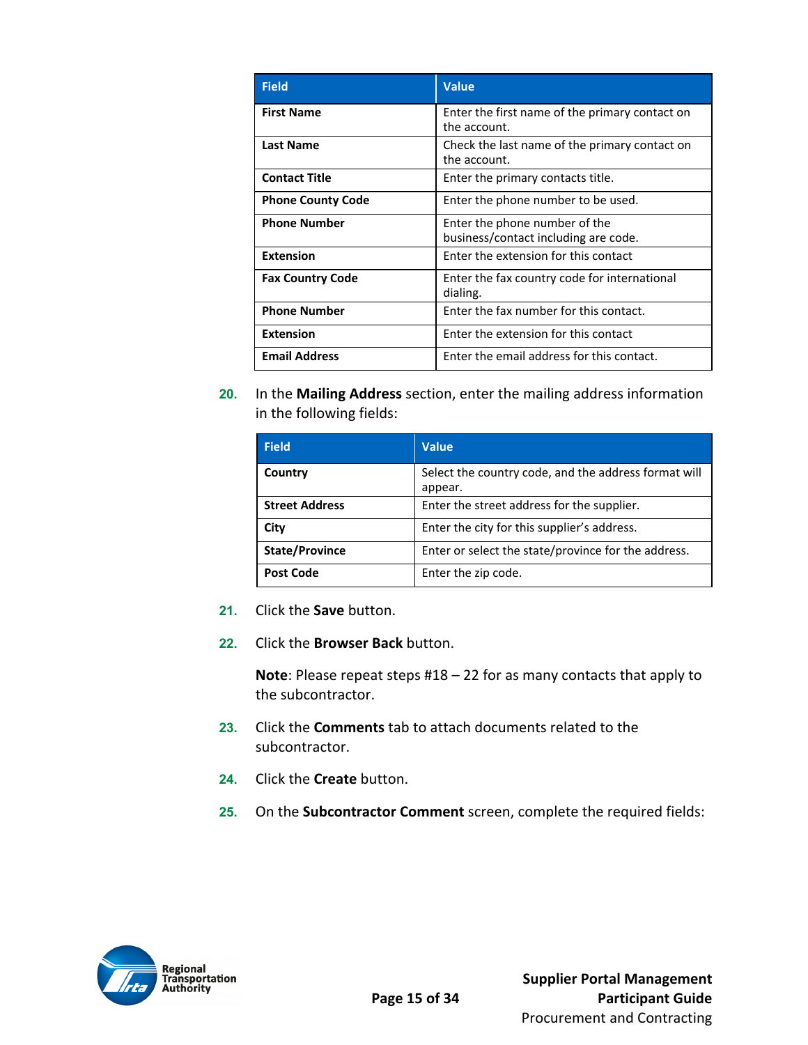| Field | Value |
| --- | --- |
| **First Name** | Enter the first name of the primary contact on the account. |
| **Last Name** | Check the last name of the primary contact on the account. |
| **Contact Title** | Enter the primary contacts title. |
| **Phone County Code** | Enter the phone number to be used. |
| **Phone Number** | Enter the phone number of the business/contact including are code. |
| **Extension** | Enter the extension for this contact |
| **Fax Country Code** | Enter the fax country code for international dialing. |
| **Phone Number** | Enter the fax number for this contact. |
| **Extension** | Enter the extension for this contact |
| **Email Address** | Enter the email address for this contact. |

20. In the **Mailing Address** section, enter the mailing address information in the following fields:

| Field | Value |
| --- | --- |
| **Country** | Select the country code, and the address format will appear. |
| **Street Address** | Enter the street address for the supplier. |
| **City** | Enter the city for this supplier's address. |
| **State/Province** | Enter or select the state/province for the address. |
| **Post Code** | Enter the zip code. |

21. Click the **Save** button.

22. Click the **Browser Back** button.

    **Note**: Please repeat steps #18 – 22 for as many contacts that apply to the subcontractor.

23. Click the **Comments** tab to attach documents related to the subcontractor.

24. Click the **Create** button.

25. On the **Subcontractor Comment** screen, complete the required fields: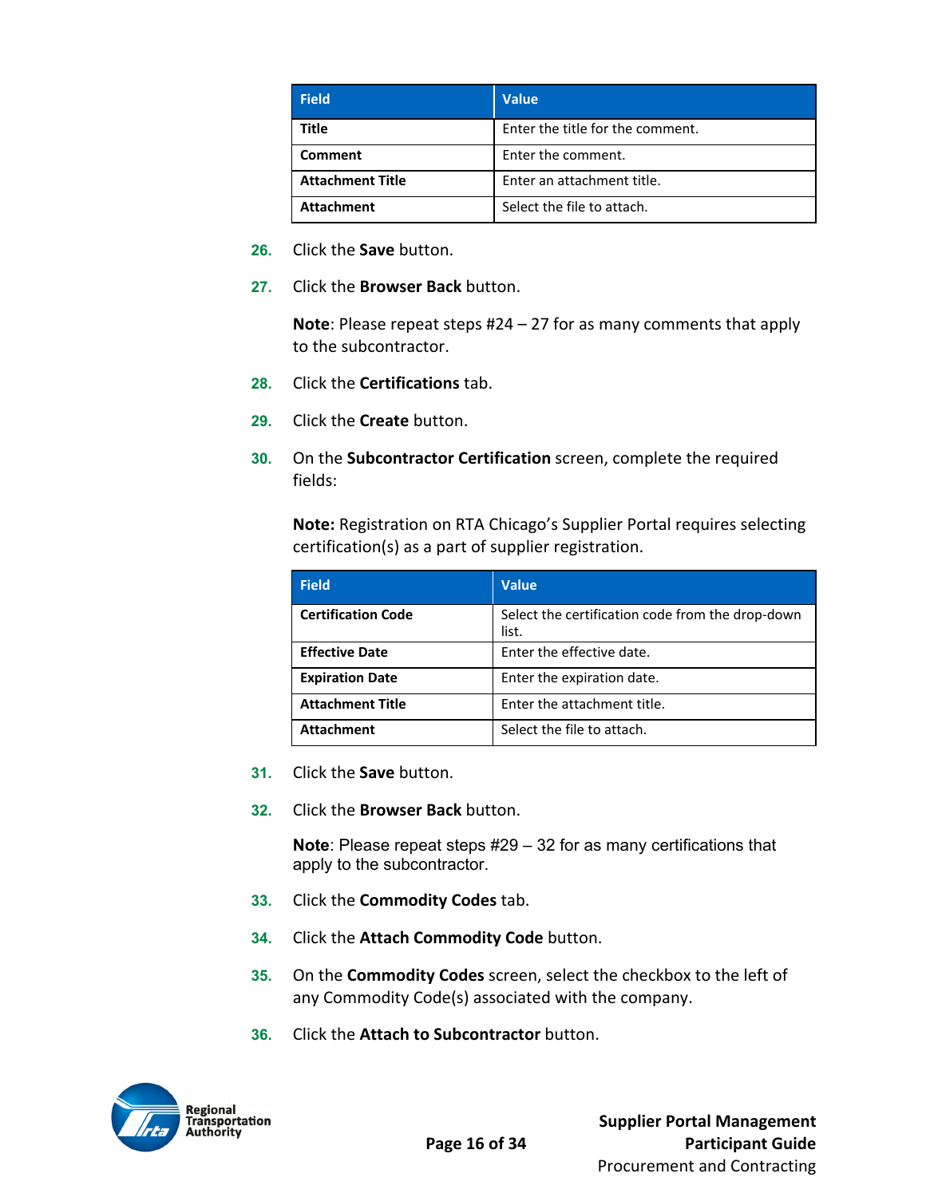| Field | Value |
| --- | --- |
| **Title** | Enter the title for the comment. |
| **Comment** | Enter the comment. |
| **Attachment Title** | Enter an attachment title. |
| **Attachment** | Select the file to attach. |

26. Click the **Save** button.

27. Click the **Browser Back** button.

    **Note**: Please repeat steps #24 – 27 for as many comments that apply to the subcontractor.

28. Click the **Certifications** tab.

29. Click the **Create** button.

30. On the **Subcontractor Certification** screen, complete the required fields:

    **Note:** Registration on RTA Chicago's Supplier Portal requires selecting certification(s) as a part of supplier registration.

| Field | Value |
| --- | --- |
| **Certification Code** | Select the certification code from the drop-down list. |
| **Effective Date** | Enter the effective date. |
| **Expiration Date** | Enter the expiration date. |
| **Attachment Title** | Enter the attachment title. |
| **Attachment** | Select the file to attach. |

31. Click the **Save** button.

32. Click the **Browser Back** button.

    **Note**: Please repeat steps #29 – 32 for as many certifications that apply to the subcontractor.

33. Click the **Commodity Codes** tab.

34. Click the **Attach Commodity Code** button.

35. On the **Commodity Codes** screen, select the checkbox to the left of any Commodity Code(s) associated with the company.

36. Click the **Attach to Subcontractor** button.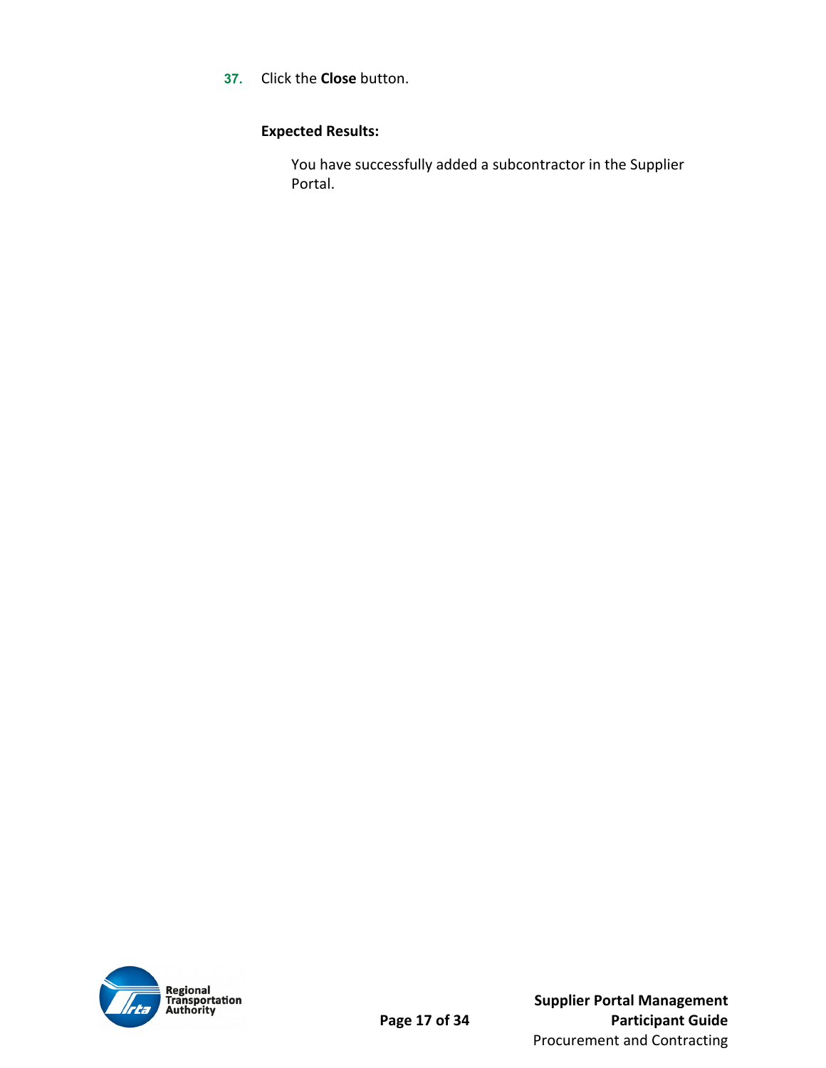37. Click the **Close** button.

**Expected Results:**

You have successfully added a subcontractor in the Supplier Portal.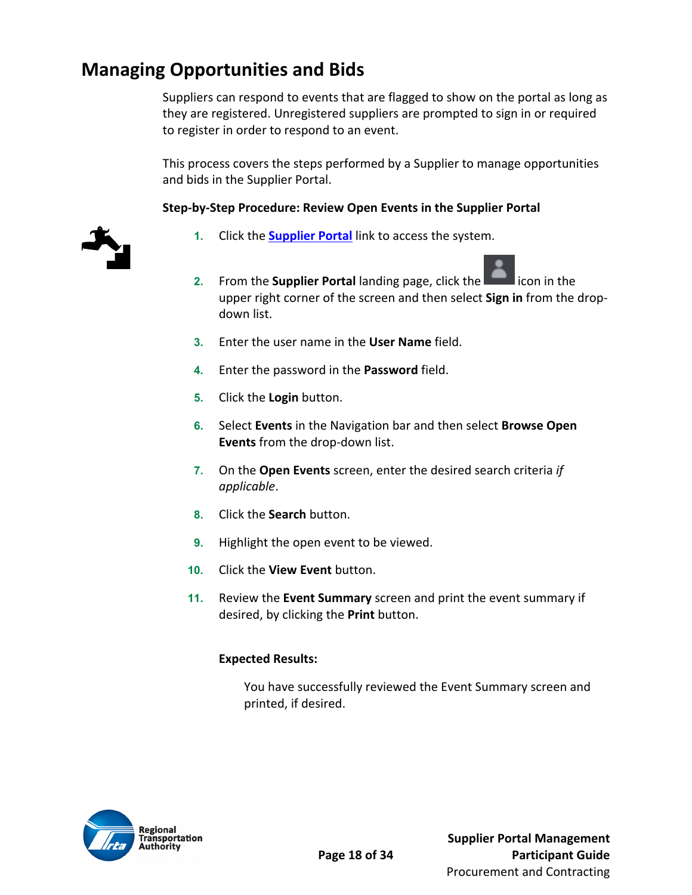## Managing Opportunities and Bids

Suppliers can respond to events that are flagged to show on the portal as long as they are registered. Unregistered suppliers are prompted to sign in or required to register in order to respond to an event.

This process covers the steps performed by a Supplier to manage opportunities and bids in the Supplier Portal.

**Step-by-Step Procedure: Review Open Events in the Supplier Portal**

1. Click the **Supplier Portal** link to access the system.
2. From the **Supplier Portal** landing page, click the icon in the upper right corner of the screen and then select **Sign in** from the drop-down list.
3. Enter the user name in the **User Name** field.
4. Enter the password in the **Password** field.
5. Click the **Login** button.
6. Select **Events** in the Navigation bar and then select **Browse Open Events** from the drop-down list.
7. On the **Open Events** screen, enter the desired search criteria *if applicable*.
8. Click the **Search** button.
9. Highlight the open event to be viewed.
10. Click the **View Event** button.
11. Review the **Event Summary** screen and print the event summary if desired, by clicking the **Print** button.

**Expected Results:**

You have successfully reviewed the Event Summary screen and printed, if desired.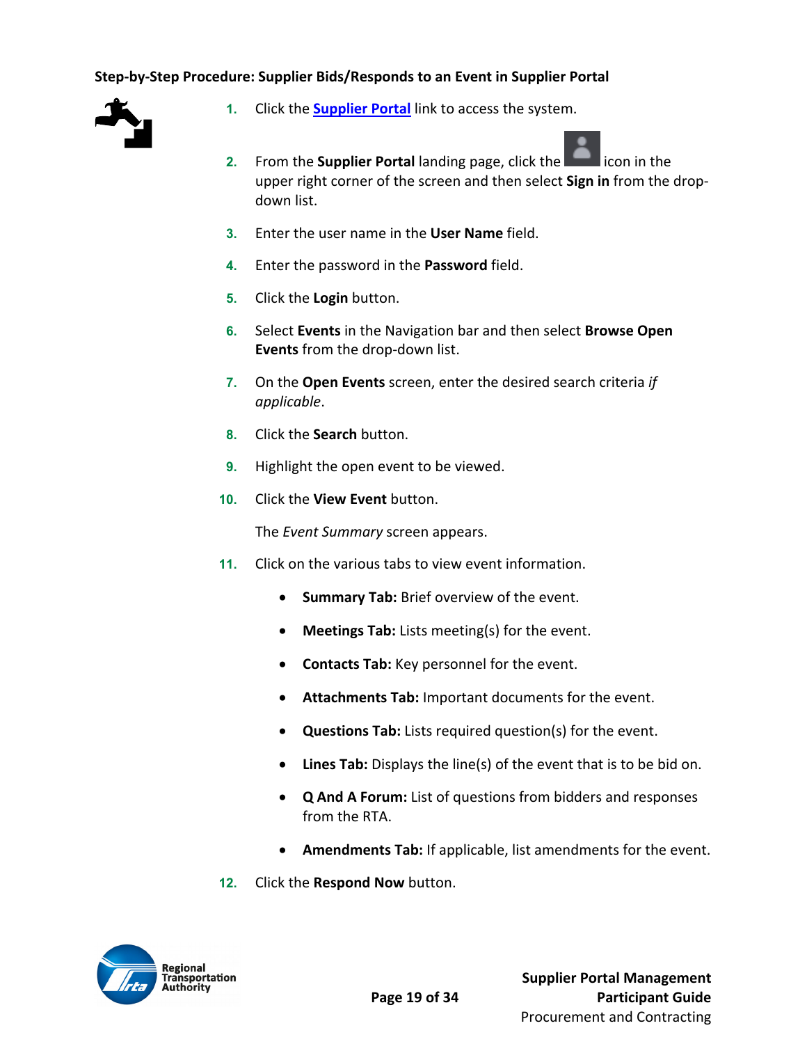**Step-by-Step Procedure: Supplier Bids/Responds to an Event in Supplier Portal**

1. Click the **Supplier Portal** link to access the system.
2. From the **Supplier Portal** landing page, click the icon in the upper right corner of the screen and then select **Sign in** from the drop-down list.
3. Enter the user name in the **User Name** field.
4. Enter the password in the **Password** field.
5. Click the **Login** button.
6. Select **Events** in the Navigation bar and then select **Browse Open Events** from the drop-down list.
7. On the **Open Events** screen, enter the desired search criteria *if applicable*.
8. Click the **Search** button.
9. Highlight the open event to be viewed.
10. Click the **View Event** button.

    The *Event Summary* screen appears.

11. Click on the various tabs to view event information.
    - **Summary Tab:** Brief overview of the event.
    - **Meetings Tab:** Lists meeting(s) for the event.
    - **Contacts Tab:** Key personnel for the event.
    - **Attachments Tab:** Important documents for the event.
    - **Questions Tab:** Lists required question(s) for the event.
    - **Lines Tab:** Displays the line(s) of the event that is to be bid on.
    - **Q And A Forum:** List of questions from bidders and responses from the RTA.
    - **Amendments Tab:** If applicable, list amendments for the event.
12. Click the **Respond Now** button.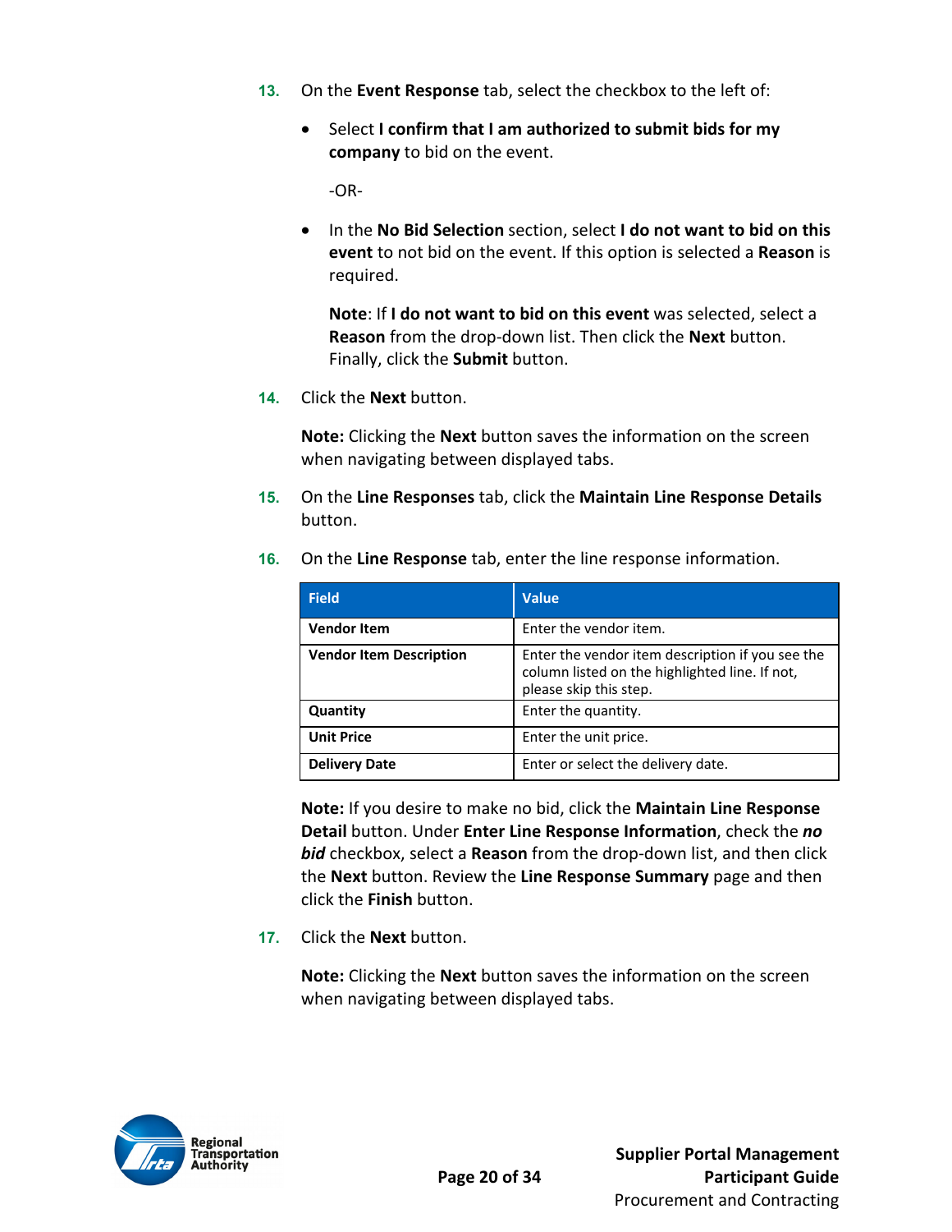13. On the **Event Response** tab, select the checkbox to the left of:

    - Select **I confirm that I am authorized to submit bids for my company** to bid on the event.

      -OR-

    - In the **No Bid Selection** section, select **I do not want to bid on this event** to not bid on the event. If this option is selected a **Reason** is required.

      **Note**: If **I do not want to bid on this event** was selected, select a **Reason** from the drop-down list. Then click the **Next** button. Finally, click the **Submit** button.

14. Click the **Next** button.

    **Note:** Clicking the **Next** button saves the information on the screen when navigating between displayed tabs.

15. On the **Line Responses** tab, click the **Maintain Line Response Details** button.

16. On the **Line Response** tab, enter the line response information.

| Field | Value |
|---|---|
| **Vendor Item** | Enter the vendor item. |
| **Vendor Item Description** | Enter the vendor item description if you see the column listed on the highlighted line. If not, please skip this step. |
| **Quantity** | Enter the quantity. |
| **Unit Price** | Enter the unit price. |
| **Delivery Date** | Enter or select the delivery date. |

    **Note:** If you desire to make no bid, click the **Maintain Line Response Detail** button. Under **Enter Line Response Information**, check the ***no bid*** checkbox, select a **Reason** from the drop-down list, and then click the **Next** button. Review the **Line Response Summary** page and then click the **Finish** button.

17. Click the **Next** button.

    **Note:** Clicking the **Next** button saves the information on the screen when navigating between displayed tabs.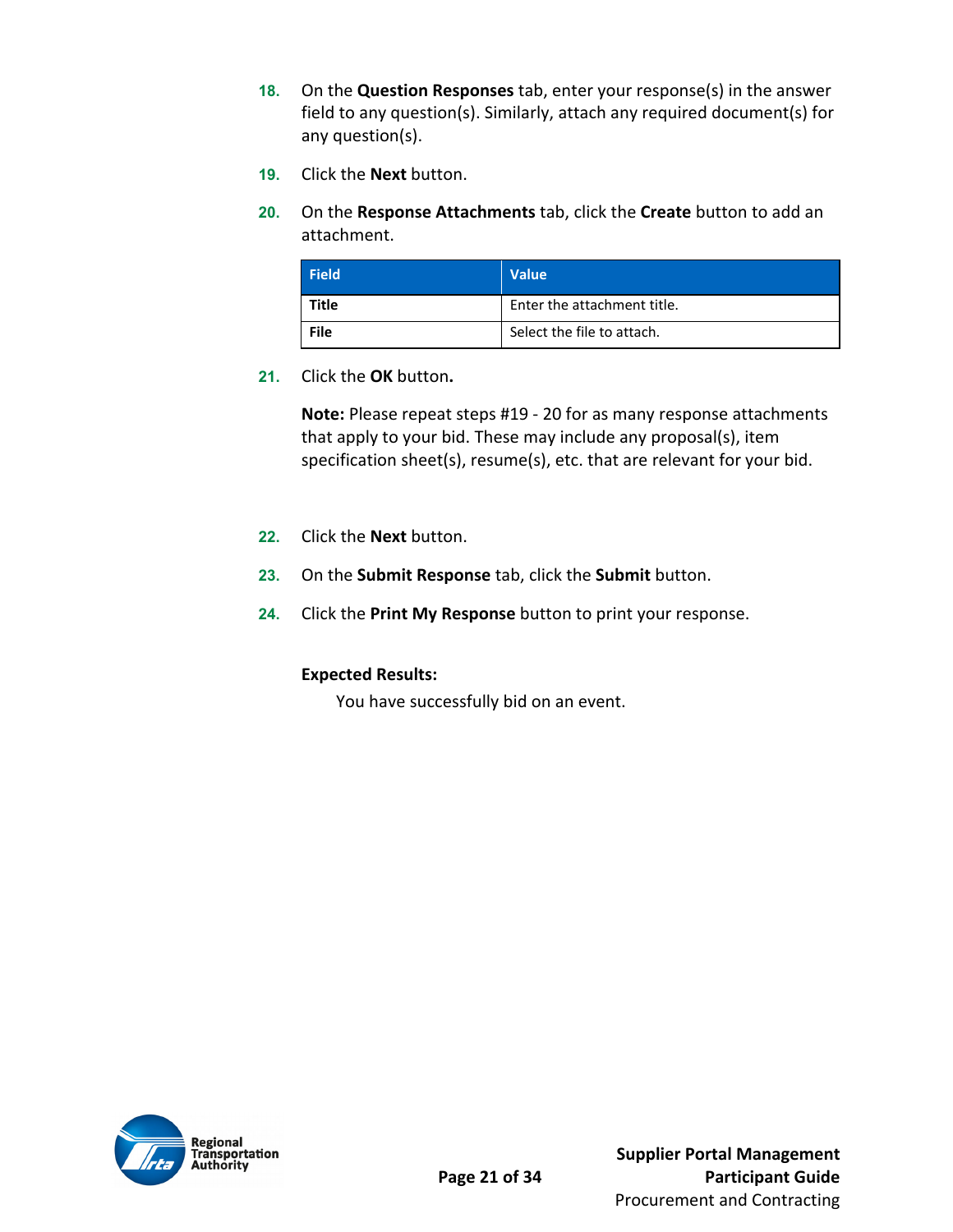18. On the **Question Responses** tab, enter your response(s) in the answer field to any question(s). Similarly, attach any required document(s) for any question(s).

19. Click the **Next** button.

20. On the **Response Attachments** tab, click the **Create** button to add an attachment.

| Field | Value |
| --- | --- |
| **Title** | Enter the attachment title. |
| **File** | Select the file to attach. |

21. Click the **OK** button**.**

    **Note:** Please repeat steps #19 - 20 for as many response attachments that apply to your bid. These may include any proposal(s), item specification sheet(s), resume(s), etc. that are relevant for your bid.

22. Click the **Next** button.

23. On the **Submit Response** tab, click the **Submit** button.

24. Click the **Print My Response** button to print your response.

**Expected Results:**

You have successfully bid on an event.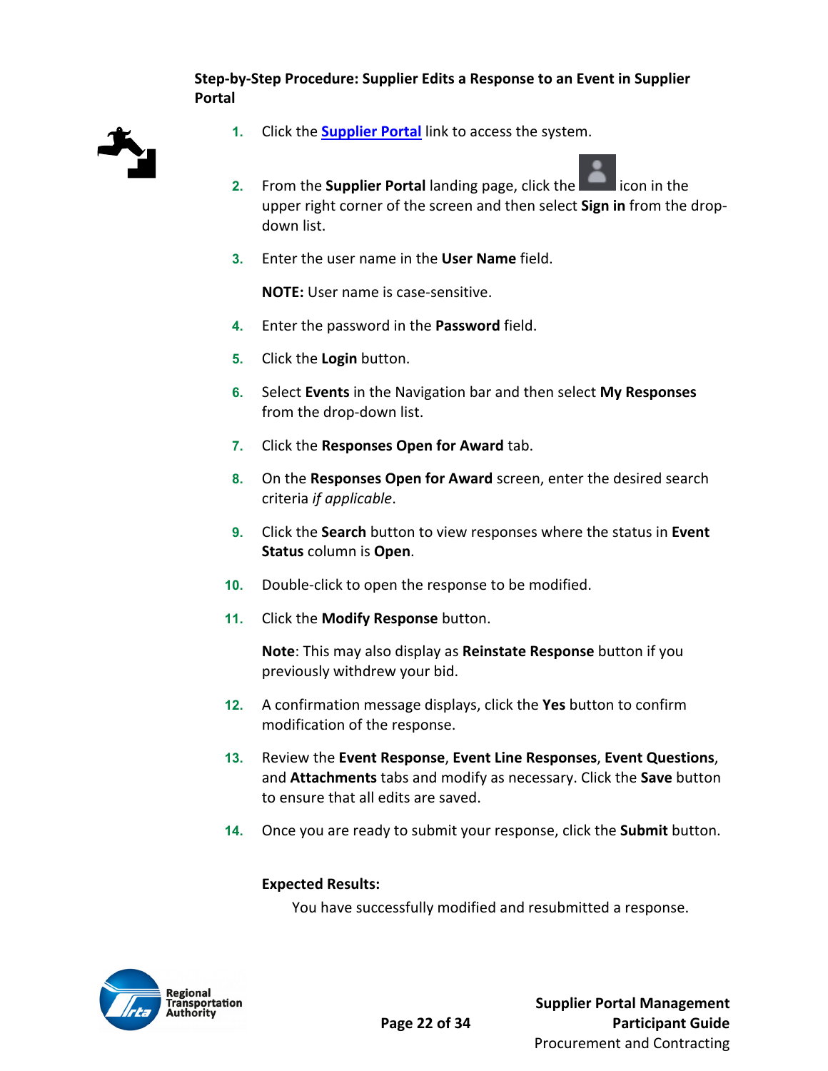**Step-by-Step Procedure: Supplier Edits a Response to an Event in Supplier Portal**

1. Click the [Supplier Portal] link to access the system.
2. From the **Supplier Portal** landing page, click the icon in the upper right corner of the screen and then select **Sign in** from the drop-down list.
3. Enter the user name in the **User Name** field.

   **NOTE:** User name is case-sensitive.

4. Enter the password in the **Password** field.
5. Click the **Login** button.
6. Select **Events** in the Navigation bar and then select **My Responses** from the drop-down list.
7. Click the **Responses Open for Award** tab.
8. On the **Responses Open for Award** screen, enter the desired search criteria *if applicable*.
9. Click the **Search** button to view responses where the status in **Event Status** column is **Open**.
10. Double-click to open the response to be modified.
11. Click the **Modify Response** button.

    **Note**: This may also display as **Reinstate Response** button if you previously withdrew your bid.

12. A confirmation message displays, click the **Yes** button to confirm modification of the response.
13. Review the **Event Response**, **Event Line Responses**, **Event Questions**, and **Attachments** tabs and modify as necessary. Click the **Save** button to ensure that all edits are saved.
14. Once you are ready to submit your response, click the **Submit** button.

**Expected Results:**

You have successfully modified and resubmitted a response.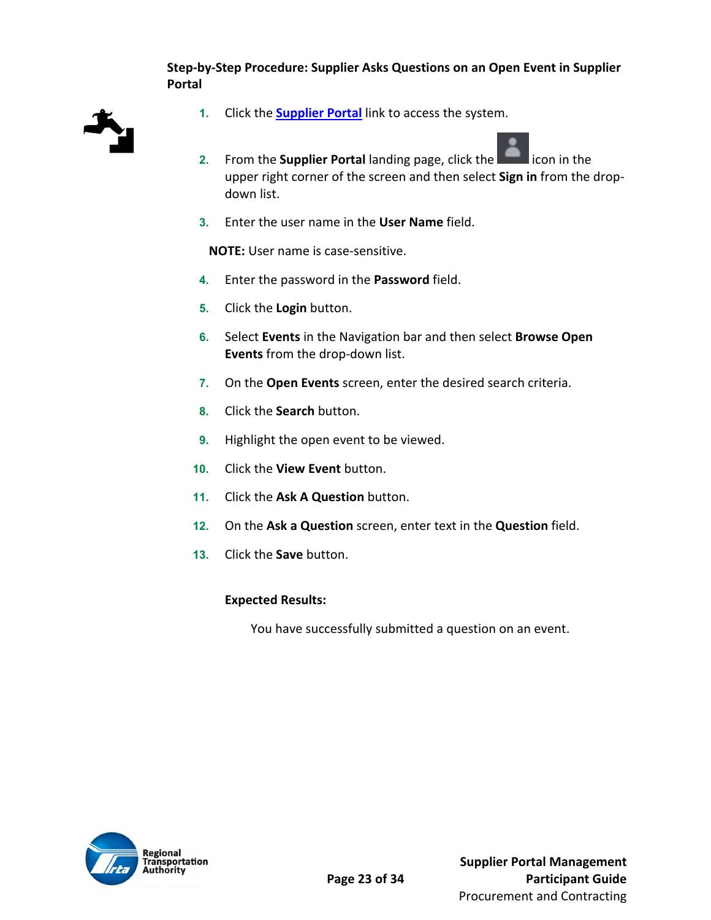**Step-by-Step Procedure: Supplier Asks Questions on an Open Event in Supplier Portal**

1. Click the **Supplier Portal** link to access the system.
2. From the **Supplier Portal** landing page, click the icon in the upper right corner of the screen and then select **Sign in** from the drop-down list.
3. Enter the user name in the **User Name** field.

   **NOTE:** User name is case-sensitive.
4. Enter the password in the **Password** field.
5. Click the **Login** button.
6. Select **Events** in the Navigation bar and then select **Browse Open Events** from the drop-down list.
7. On the **Open Events** screen, enter the desired search criteria.
8. Click the **Search** button.
9. Highlight the open event to be viewed.
10. Click the **View Event** button.
11. Click the **Ask A Question** button.
12. On the **Ask a Question** screen, enter text in the **Question** field.
13. Click the **Save** button.

**Expected Results:**

You have successfully submitted a question on an event.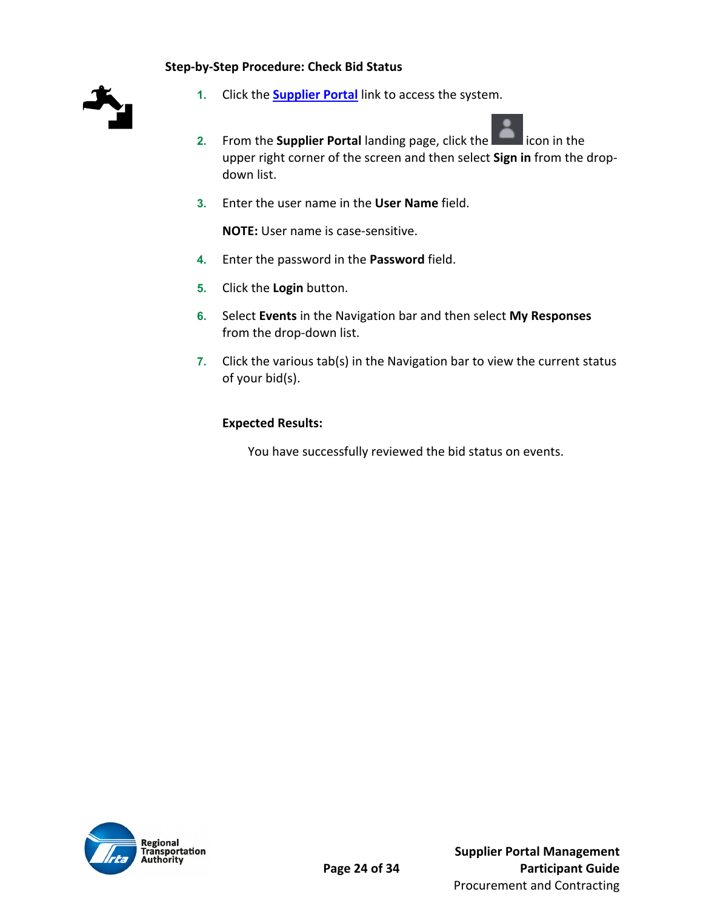**Step-by-Step Procedure: Check Bid Status**

1. Click the **Supplier Portal** link to access the system.
2. From the **Supplier Portal** landing page, click the icon in the upper right corner of the screen and then select **Sign in** from the drop-down list.
3. Enter the user name in the **User Name** field.

   **NOTE:** User name is case-sensitive.

4. Enter the password in the **Password** field.
5. Click the **Login** button.
6. Select **Events** in the Navigation bar and then select **My Responses** from the drop-down list.
7. Click the various tab(s) in the Navigation bar to view the current status of your bid(s).

**Expected Results:**

You have successfully reviewed the bid status on events.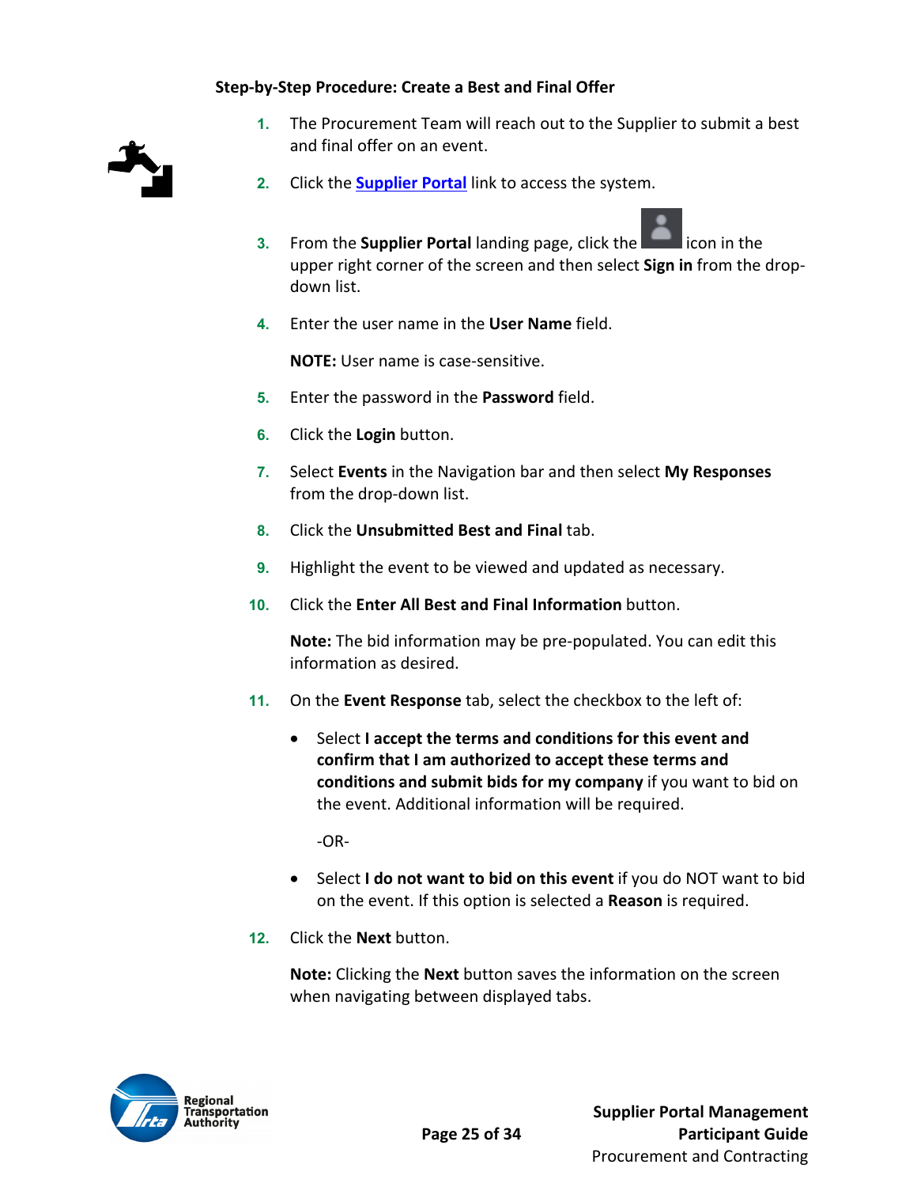**Step-by-Step Procedure: Create a Best and Final Offer**

1. The Procurement Team will reach out to the Supplier to submit a best and final offer on an event.
2. Click the [Supplier Portal]() link to access the system.
3. From the **Supplier Portal** landing page, click the icon in the upper right corner of the screen and then select **Sign in** from the drop-down list.
4. Enter the user name in the **User Name** field.

   **NOTE:** User name is case-sensitive.
5. Enter the password in the **Password** field.
6. Click the **Login** button.
7. Select **Events** in the Navigation bar and then select **My Responses** from the drop-down list.
8. Click the **Unsubmitted Best and Final** tab.
9. Highlight the event to be viewed and updated as necessary.
10. Click the **Enter All Best and Final Information** button.

    **Note:** The bid information may be pre-populated. You can edit this information as desired.
11. On the **Event Response** tab, select the checkbox to the left of:

    - Select **I accept the terms and conditions for this event and confirm that I am authorized to accept these terms and conditions and submit bids for my company** if you want to bid on the event. Additional information will be required.

      -OR-

    - Select **I do not want to bid on this event** if you do NOT want to bid on the event. If this option is selected a **Reason** is required.
12. Click the **Next** button.

    **Note:** Clicking the **Next** button saves the information on the screen when navigating between displayed tabs.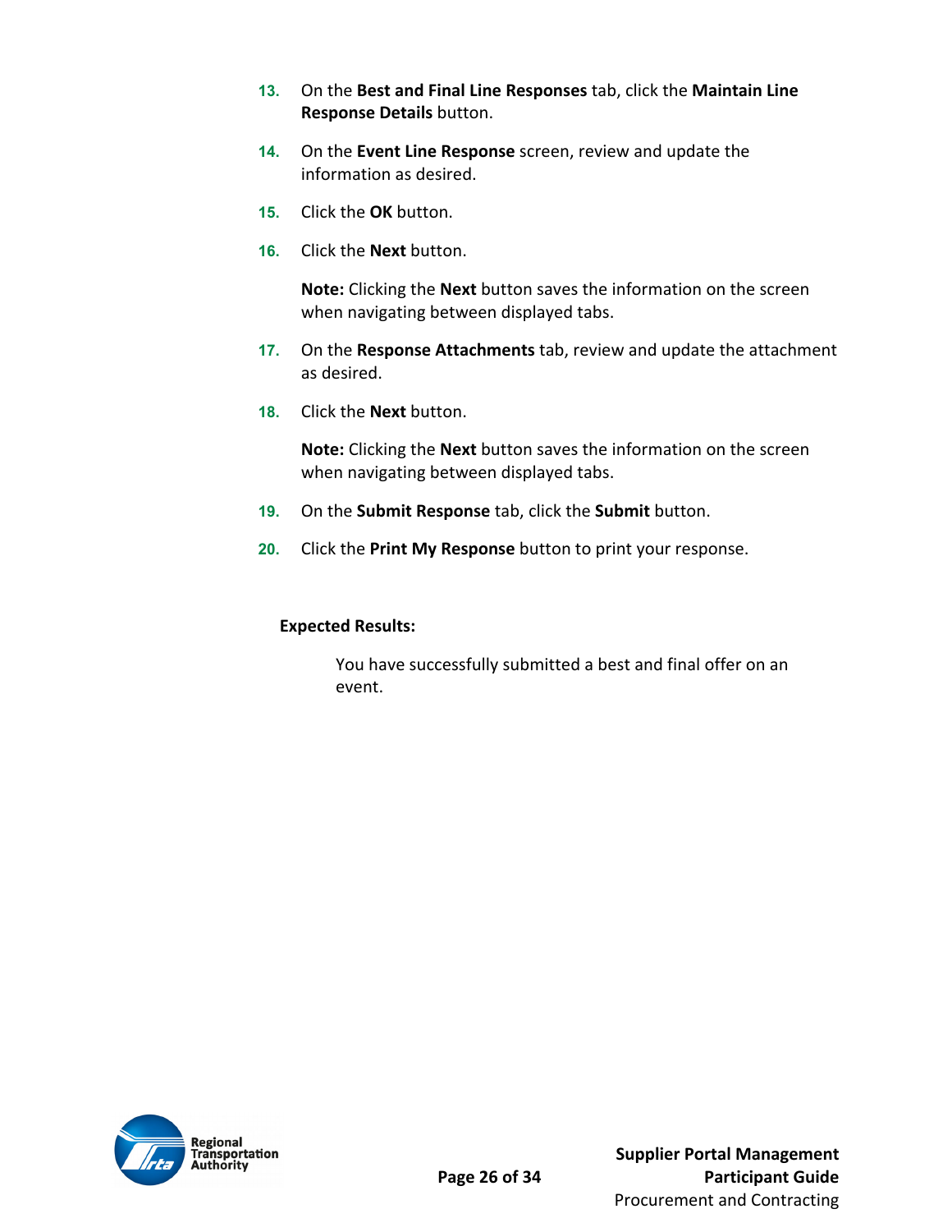13. On the **Best and Final Line Responses** tab, click the **Maintain Line Response Details** button.

14. On the **Event Line Response** screen, review and update the information as desired.

15. Click the **OK** button.

16. Click the **Next** button.

    **Note:** Clicking the **Next** button saves the information on the screen when navigating between displayed tabs.

17. On the **Response Attachments** tab, review and update the attachment as desired.

18. Click the **Next** button.

    **Note:** Clicking the **Next** button saves the information on the screen when navigating between displayed tabs.

19. On the **Submit Response** tab, click the **Submit** button.

20. Click the **Print My Response** button to print your response.

**Expected Results:**

You have successfully submitted a best and final offer on an event.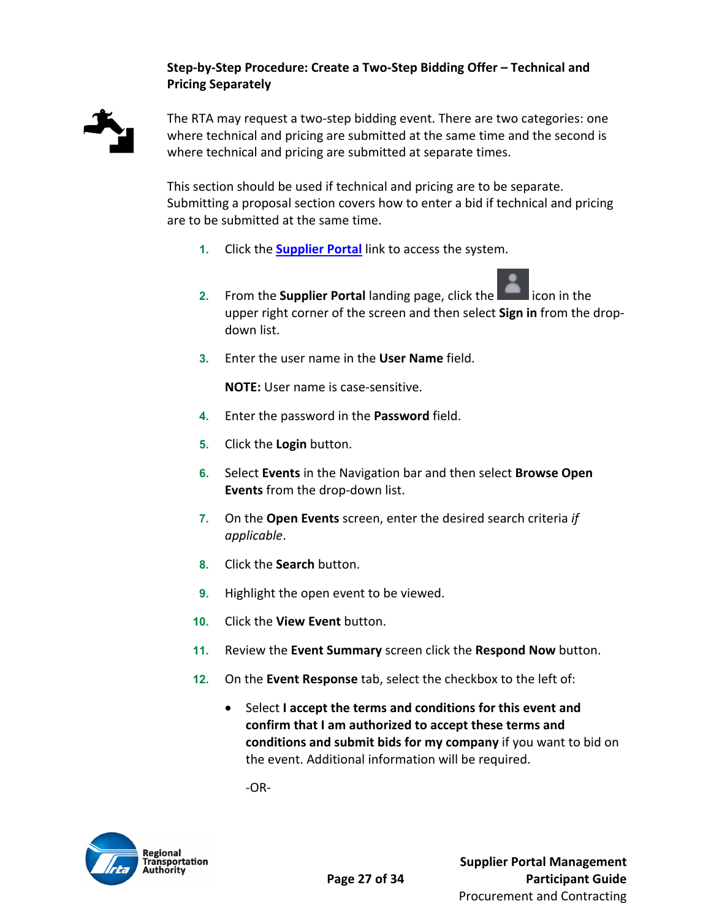**Step-by-Step Procedure: Create a Two-Step Bidding Offer – Technical and Pricing Separately**

The RTA may request a two-step bidding event. There are two categories: one where technical and pricing are submitted at the same time and the second is where technical and pricing are submitted at separate times.

This section should be used if technical and pricing are to be separate. Submitting a proposal section covers how to enter a bid if technical and pricing are to be submitted at the same time.

1. Click the [Supplier Portal]() link to access the system.

2. From the **Supplier Portal** landing page, click the icon in the upper right corner of the screen and then select **Sign in** from the drop-down list.

3. Enter the user name in the **User Name** field.

   **NOTE:** User name is case-sensitive.

4. Enter the password in the **Password** field.

5. Click the **Login** button.

6. Select **Events** in the Navigation bar and then select **Browse Open Events** from the drop-down list.

7. On the **Open Events** screen, enter the desired search criteria *if applicable*.

8. Click the **Search** button.

9. Highlight the open event to be viewed.

10. Click the **View Event** button.

11. Review the **Event Summary** screen click the **Respond Now** button.

12. On the **Event Response** tab, select the checkbox to the left of:

    - Select **I accept the terms and conditions for this event and confirm that I am authorized to accept these terms and conditions and submit bids for my company** if you want to bid on the event. Additional information will be required.

      -OR-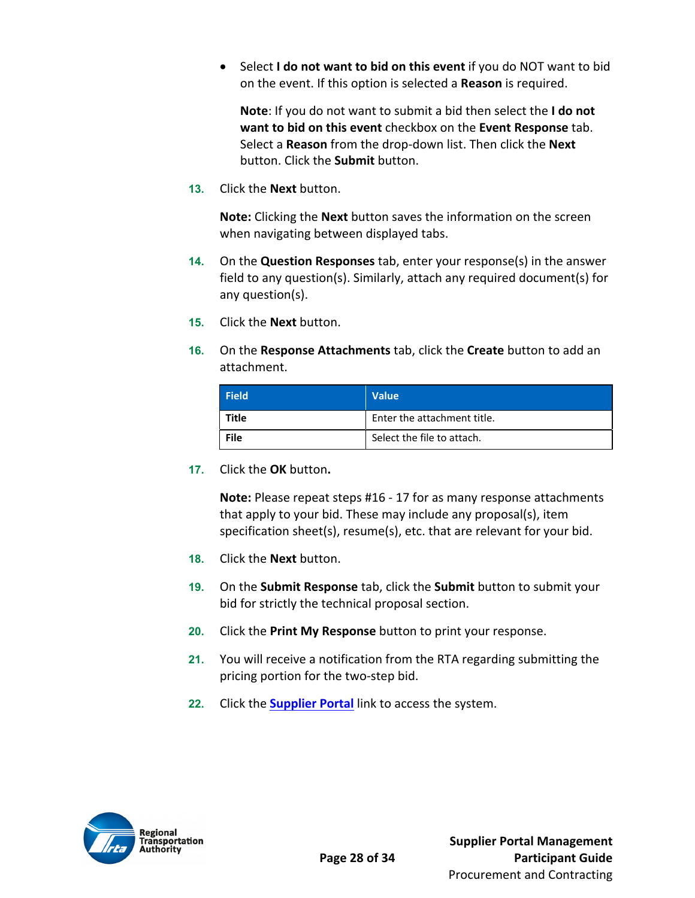- Select **I do not want to bid on this event** if you do NOT want to bid on the event. If this option is selected a **Reason** is required.

  **Note**: If you do not want to submit a bid then select the **I do not want to bid on this event** checkbox on the **Event Response** tab. Select a **Reason** from the drop-down list. Then click the **Next** button. Click the **Submit** button.

13. Click the **Next** button.

    **Note:** Clicking the **Next** button saves the information on the screen when navigating between displayed tabs.

14. On the **Question Responses** tab, enter your response(s) in the answer field to any question(s). Similarly, attach any required document(s) for any question(s).

15. Click the **Next** button.

16. On the **Response Attachments** tab, click the **Create** button to add an attachment.

    | Field | Value |
    | --- | --- |
    | **Title** | Enter the attachment title. |
    | **File** | Select the file to attach. |

17. Click the **OK** button**.**

    **Note:** Please repeat steps #16 - 17 for as many response attachments that apply to your bid. These may include any proposal(s), item specification sheet(s), resume(s), etc. that are relevant for your bid.

18. Click the **Next** button.

19. On the **Submit Response** tab, click the **Submit** button to submit your bid for strictly the technical proposal section.

20. Click the **Print My Response** button to print your response.

21. You will receive a notification from the RTA regarding submitting the pricing portion for the two-step bid.

22. Click the **Supplier Portal** link to access the system.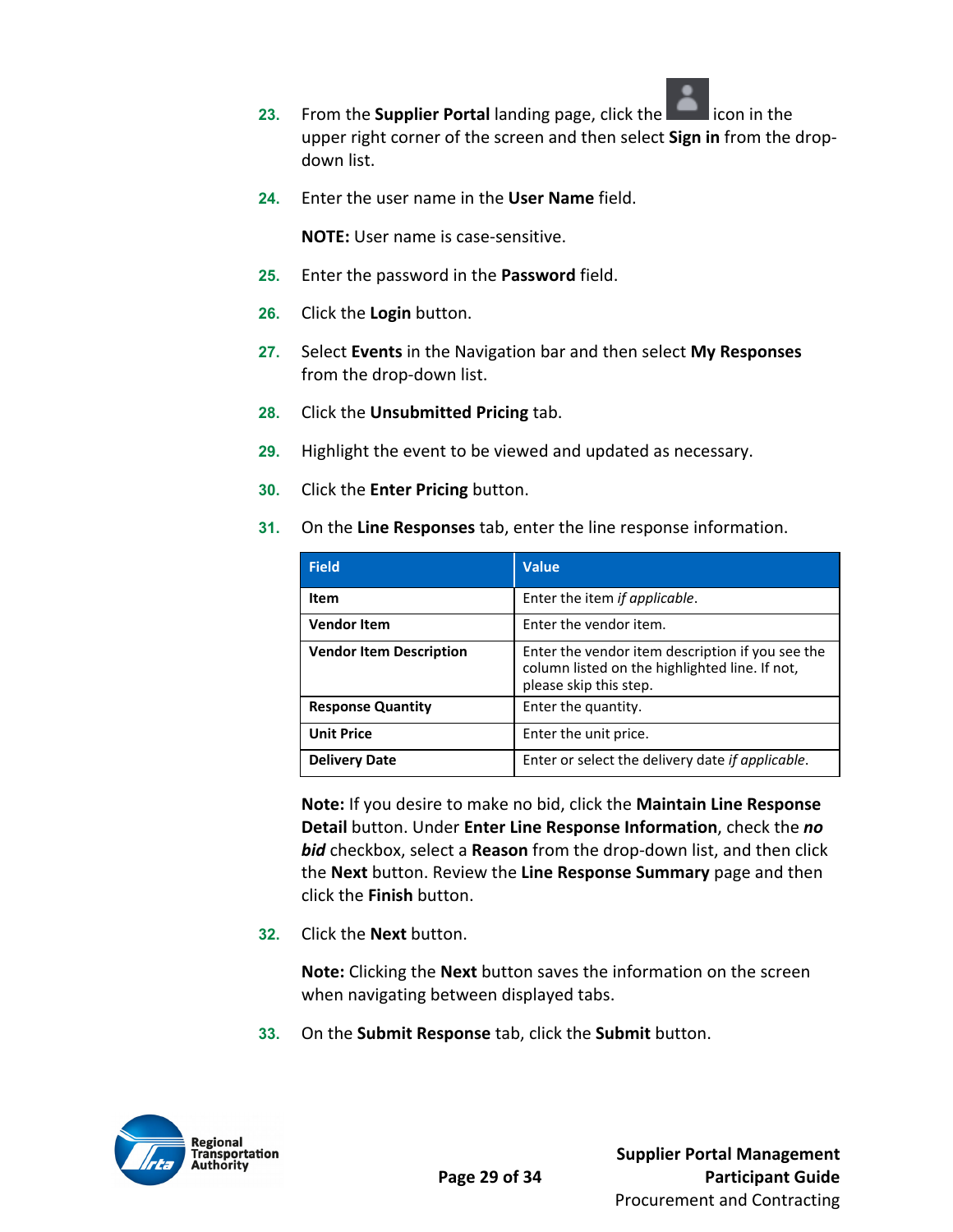23. From the **Supplier Portal** landing page, click the icon in the upper right corner of the screen and then select **Sign in** from the drop-down list.

24. Enter the user name in the **User Name** field.

    **NOTE:** User name is case-sensitive.

25. Enter the password in the **Password** field.

26. Click the **Login** button.

27. Select **Events** in the Navigation bar and then select **My Responses** from the drop-down list.

28. Click the **Unsubmitted Pricing** tab.

29. Highlight the event to be viewed and updated as necessary.

30. Click the **Enter Pricing** button.

31. On the **Line Responses** tab, enter the line response information.

| Field | Value |
|---|---|
| **Item** | Enter the item *if applicable*. |
| **Vendor Item** | Enter the vendor item. |
| **Vendor Item Description** | Enter the vendor item description if you see the column listed on the highlighted line. If not, please skip this step. |
| **Response Quantity** | Enter the quantity. |
| **Unit Price** | Enter the unit price. |
| **Delivery Date** | Enter or select the delivery date *if applicable*. |

    **Note:** If you desire to make no bid, click the **Maintain Line Response Detail** button. Under **Enter Line Response Information**, check the ***no bid*** checkbox, select a **Reason** from the drop-down list, and then click the **Next** button. Review the **Line Response Summary** page and then click the **Finish** button.

32. Click the **Next** button.

    **Note:** Clicking the **Next** button saves the information on the screen when navigating between displayed tabs.

33. On the **Submit Response** tab, click the **Submit** button.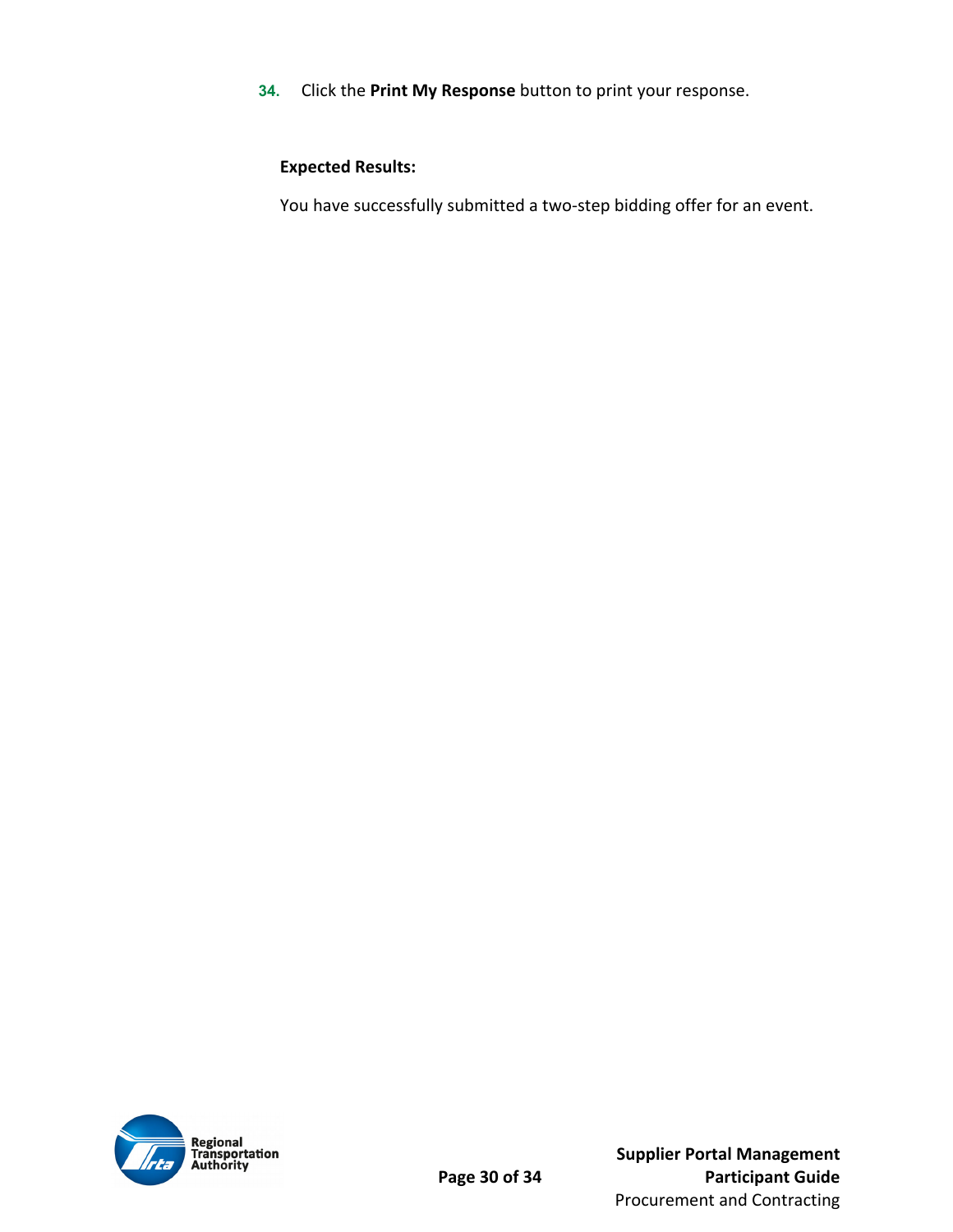34. Click the **Print My Response** button to print your response.

**Expected Results:**

You have successfully submitted a two-step bidding offer for an event.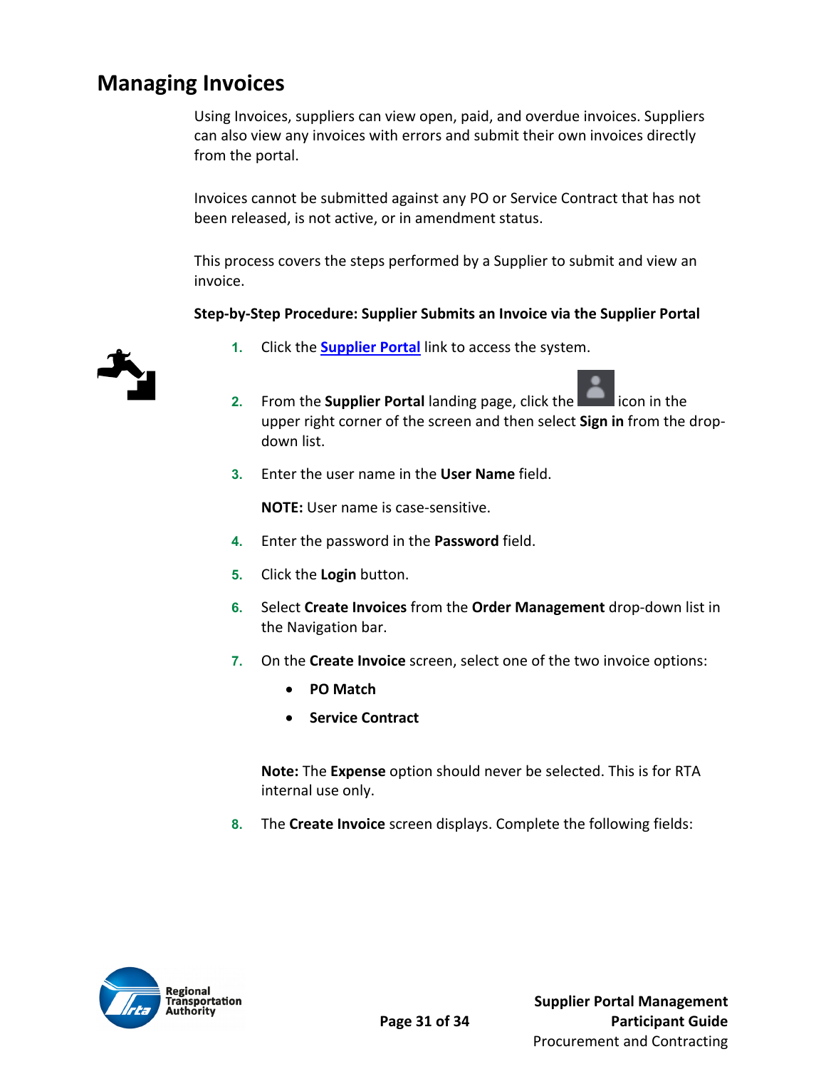## Managing Invoices

Using Invoices, suppliers can view open, paid, and overdue invoices. Suppliers can also view any invoices with errors and submit their own invoices directly from the portal.

Invoices cannot be submitted against any PO or Service Contract that has not been released, is not active, or in amendment status.

This process covers the steps performed by a Supplier to submit and view an invoice.

**Step-by-Step Procedure: Supplier Submits an Invoice via the Supplier Portal**

1. Click the **Supplier Portal** link to access the system.
2. From the **Supplier Portal** landing page, click the icon in the upper right corner of the screen and then select **Sign in** from the drop-down list.
3. Enter the user name in the **User Name** field.

   **NOTE:** User name is case-sensitive.
4. Enter the password in the **Password** field.
5. Click the **Login** button.
6. Select **Create Invoices** from the **Order Management** drop-down list in the Navigation bar.
7. On the **Create Invoice** screen, select one of the two invoice options:
   - **PO Match**
   - **Service Contract**

   **Note:** The **Expense** option should never be selected. This is for RTA internal use only.
8. The **Create Invoice** screen displays. Complete the following fields: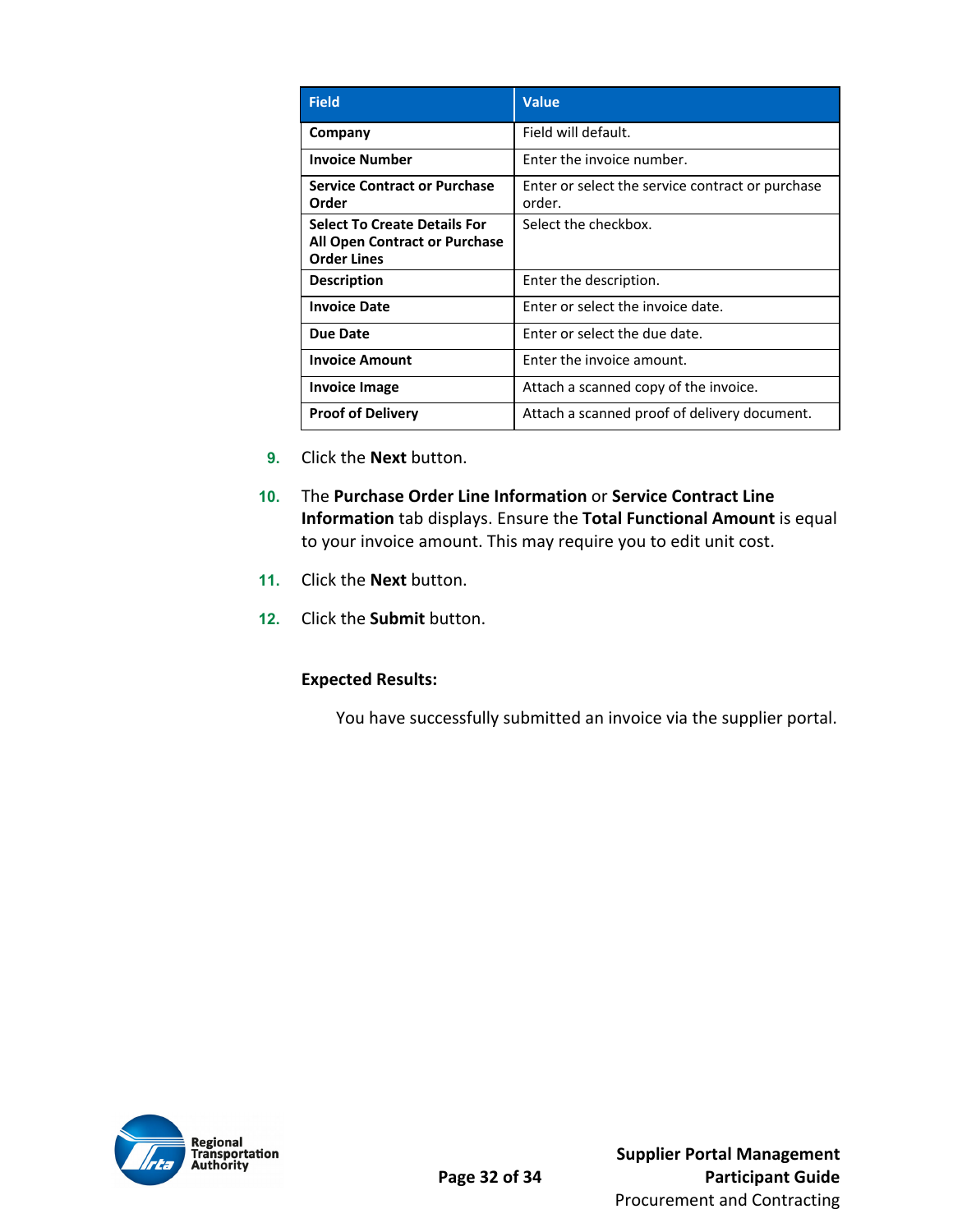| Field | Value |
| --- | --- |
| **Company** | Field will default. |
| **Invoice Number** | Enter the invoice number. |
| **Service Contract or Purchase Order** | Enter or select the service contract or purchase order. |
| **Select To Create Details For All Open Contract or Purchase Order Lines** | Select the checkbox. |
| **Description** | Enter the description. |
| **Invoice Date** | Enter or select the invoice date. |
| **Due Date** | Enter or select the due date. |
| **Invoice Amount** | Enter the invoice amount. |
| **Invoice Image** | Attach a scanned copy of the invoice. |
| **Proof of Delivery** | Attach a scanned proof of delivery document. |

9. Click the **Next** button.

10. The **Purchase Order Line Information** or **Service Contract Line Information** tab displays. Ensure the **Total Functional Amount** is equal to your invoice amount. This may require you to edit unit cost.

11. Click the **Next** button.

12. Click the **Submit** button.

**Expected Results:**

You have successfully submitted an invoice via the supplier portal.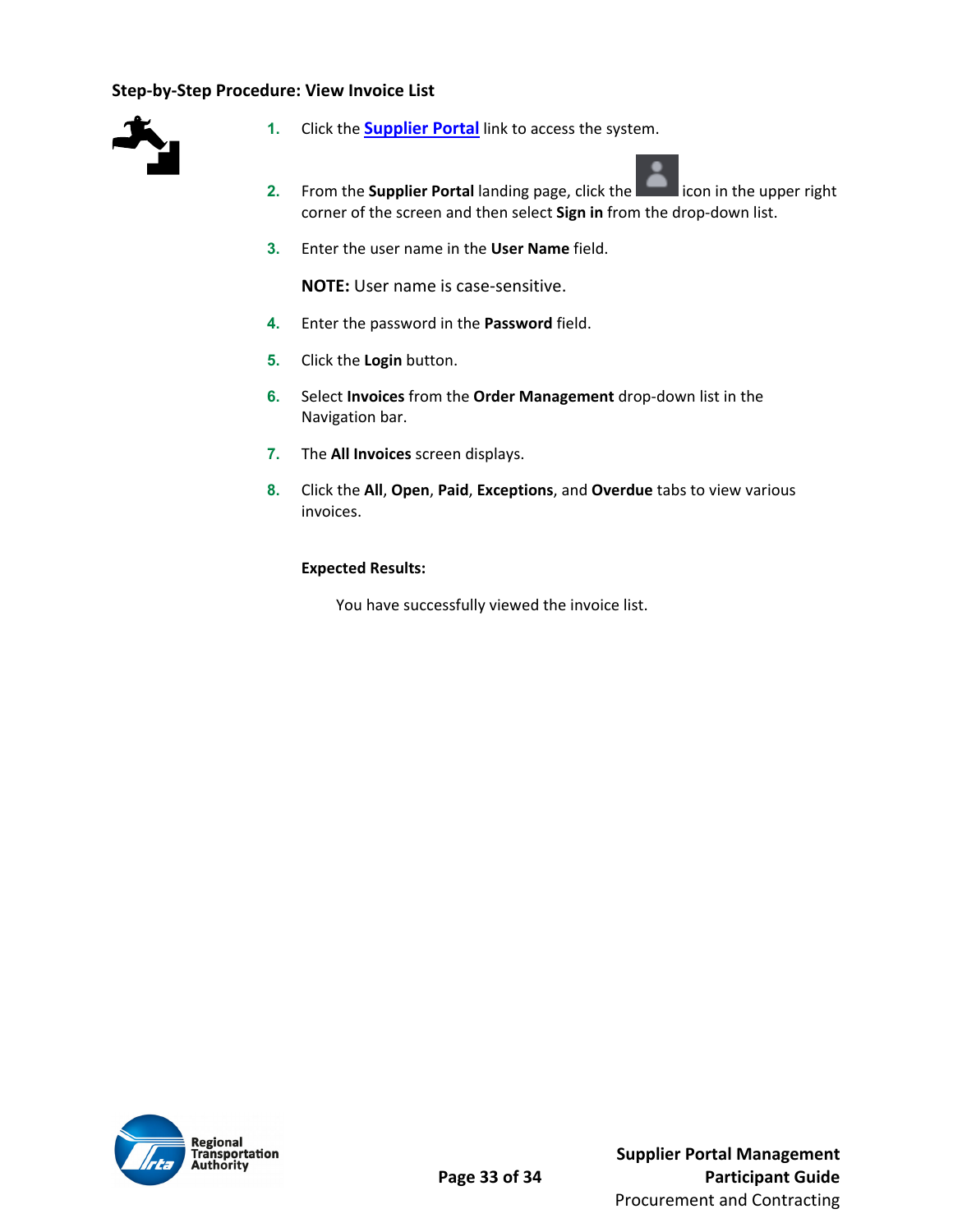### Step-by-Step Procedure: View Invoice List

1. Click the **Supplier Portal** link to access the system.
2. From the **Supplier Portal** landing page, click the icon in the upper right corner of the screen and then select **Sign in** from the drop-down list.
3. Enter the user name in the **User Name** field.

   **NOTE:** User name is case-sensitive.
4. Enter the password in the **Password** field.
5. Click the **Login** button.
6. Select **Invoices** from the **Order Management** drop-down list in the Navigation bar.
7. The **All Invoices** screen displays.
8. Click the **All**, **Open**, **Paid**, **Exceptions**, and **Overdue** tabs to view various invoices.

**Expected Results:**

You have successfully viewed the invoice list.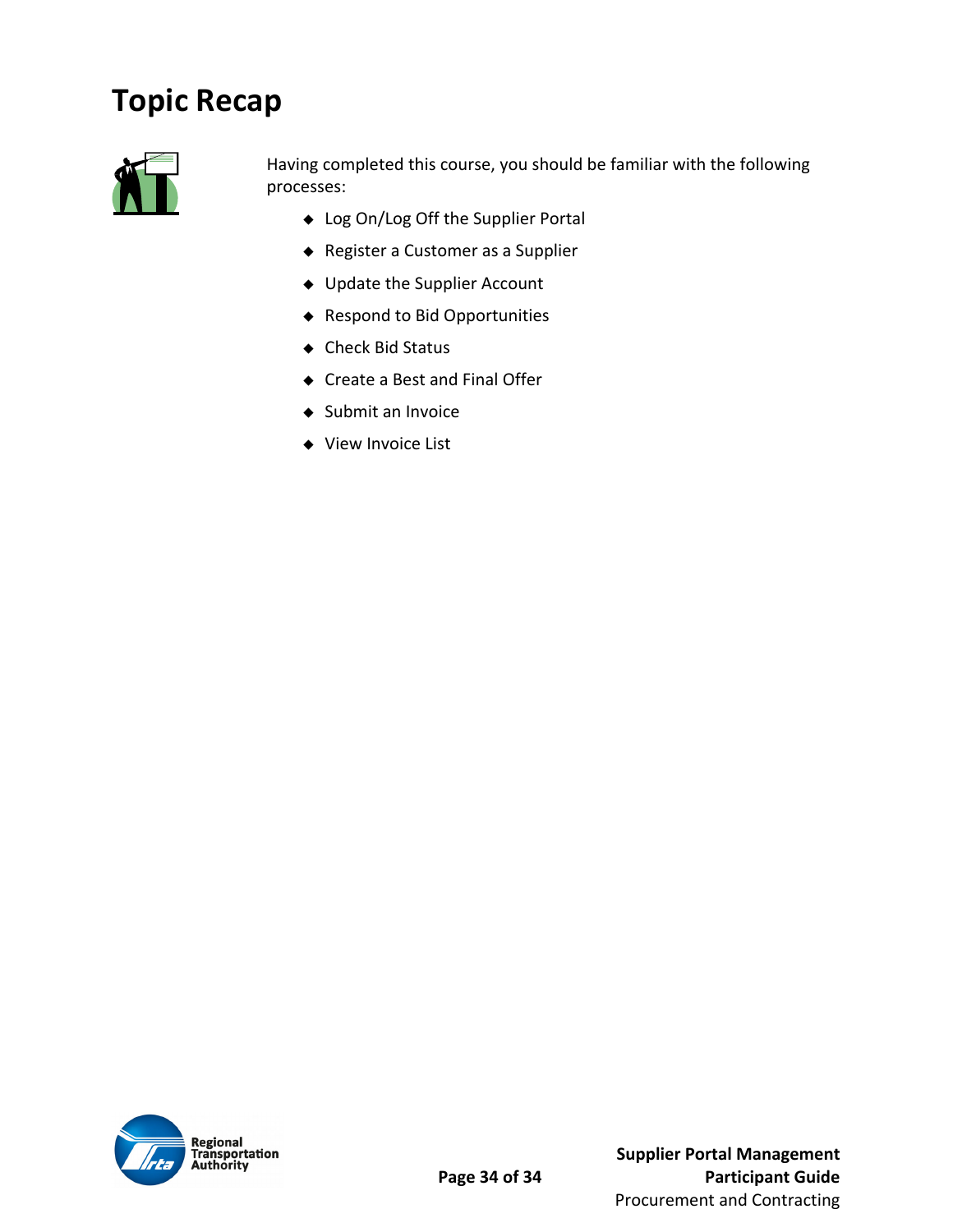# Topic Recap

Having completed this course, you should be familiar with the following processes:

- Log On/Log Off the Supplier Portal
- Register a Customer as a Supplier
- Update the Supplier Account
- Respond to Bid Opportunities
- Check Bid Status
- Create a Best and Final Offer
- Submit an Invoice
- View Invoice List